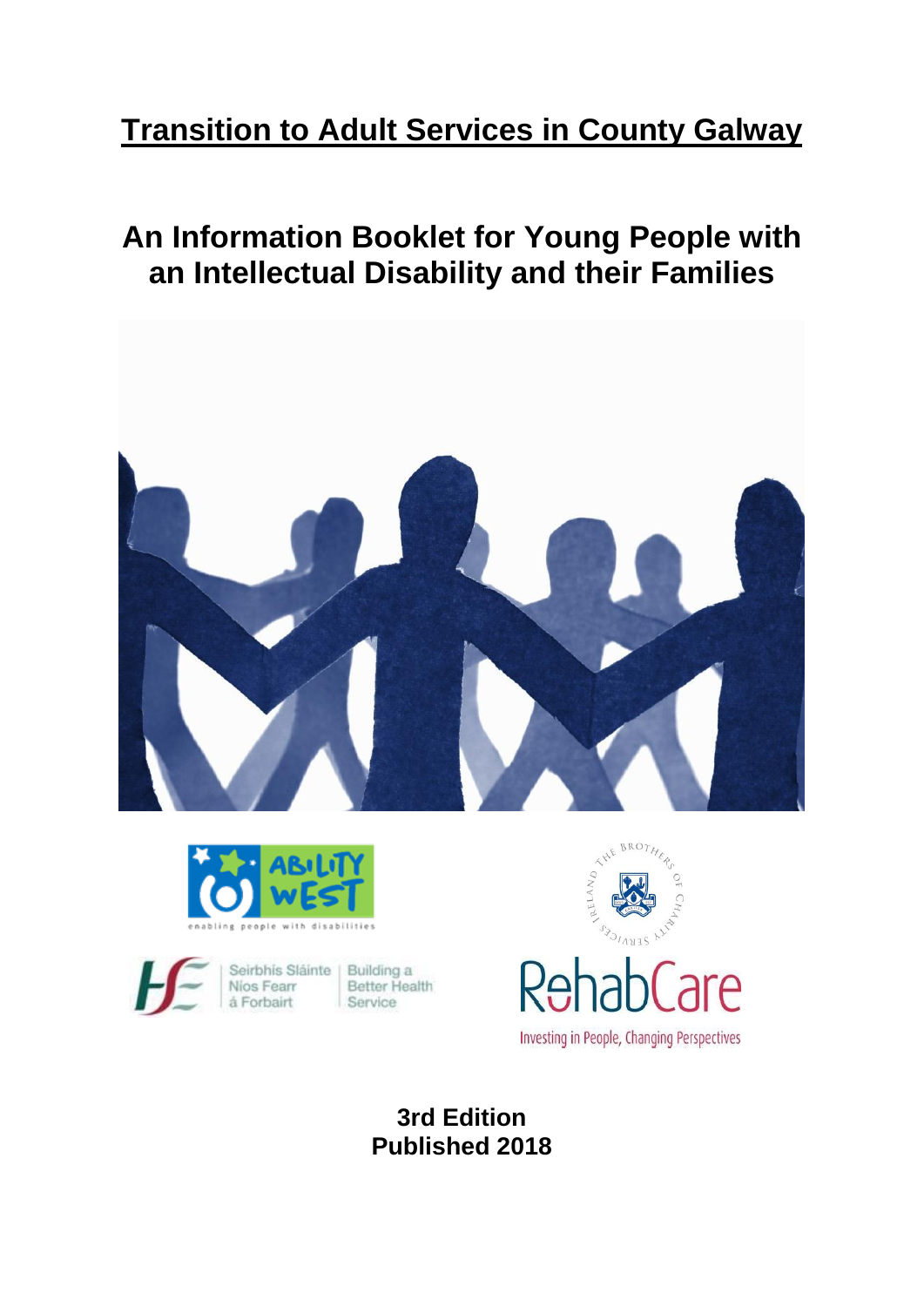# Transition to Adult Services in County Galway

## An Information Booklet for Young People with an Intellectual Disability and their Families

**3rd Edition**
**Published 2018**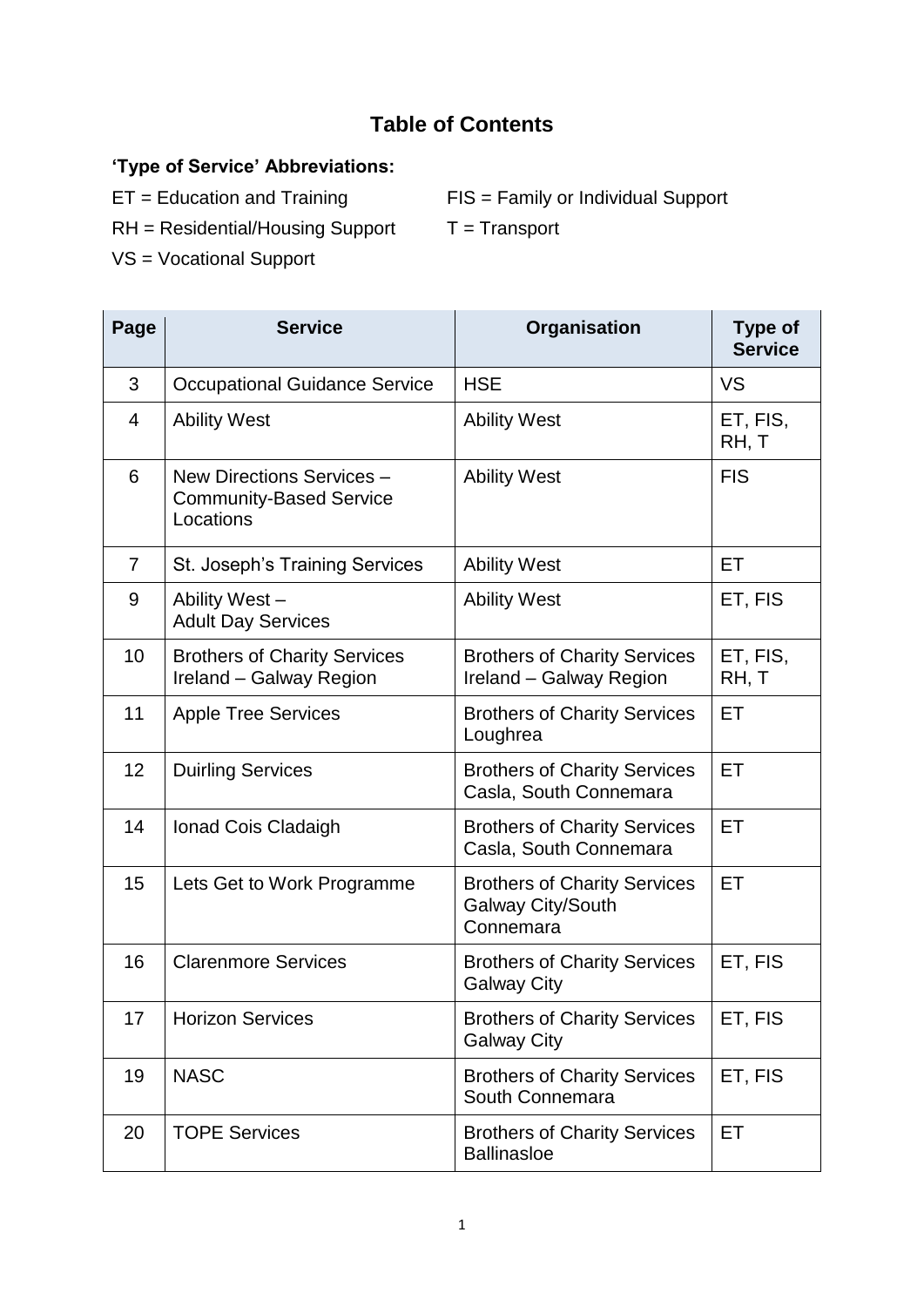# Table of Contents

**'Type of Service' Abbreviations:**

ET = Education and Training
FIS = Family or Individual Support
RH = Residential/Housing Support
T = Transport
VS = Vocational Support

| Page | Service | Organisation | Type of Service |
|---|---|---|---|
| 3 | Occupational Guidance Service | HSE | VS |
| 4 | Ability West | Ability West | ET, FIS, RH, T |
| 6 | New Directions Services – Community-Based Service Locations | Ability West | FIS |
| 7 | St. Joseph's Training Services | Ability West | ET |
| 9 | Ability West – Adult Day Services | Ability West | ET, FIS |
| 10 | Brothers of Charity Services Ireland – Galway Region | Brothers of Charity Services Ireland – Galway Region | ET, FIS, RH, T |
| 11 | Apple Tree Services | Brothers of Charity Services Loughrea | ET |
| 12 | Duirling Services | Brothers of Charity Services Casla, South Connemara | ET |
| 14 | Ionad Cois Cladaigh | Brothers of Charity Services Casla, South Connemara | ET |
| 15 | Lets Get to Work Programme | Brothers of Charity Services Galway City/South Connemara | ET |
| 16 | Clarenmore Services | Brothers of Charity Services Galway City | ET, FIS |
| 17 | Horizon Services | Brothers of Charity Services Galway City | ET, FIS |
| 19 | NASC | Brothers of Charity Services South Connemara | ET, FIS |
| 20 | TOPE Services | Brothers of Charity Services Ballinasloe | ET |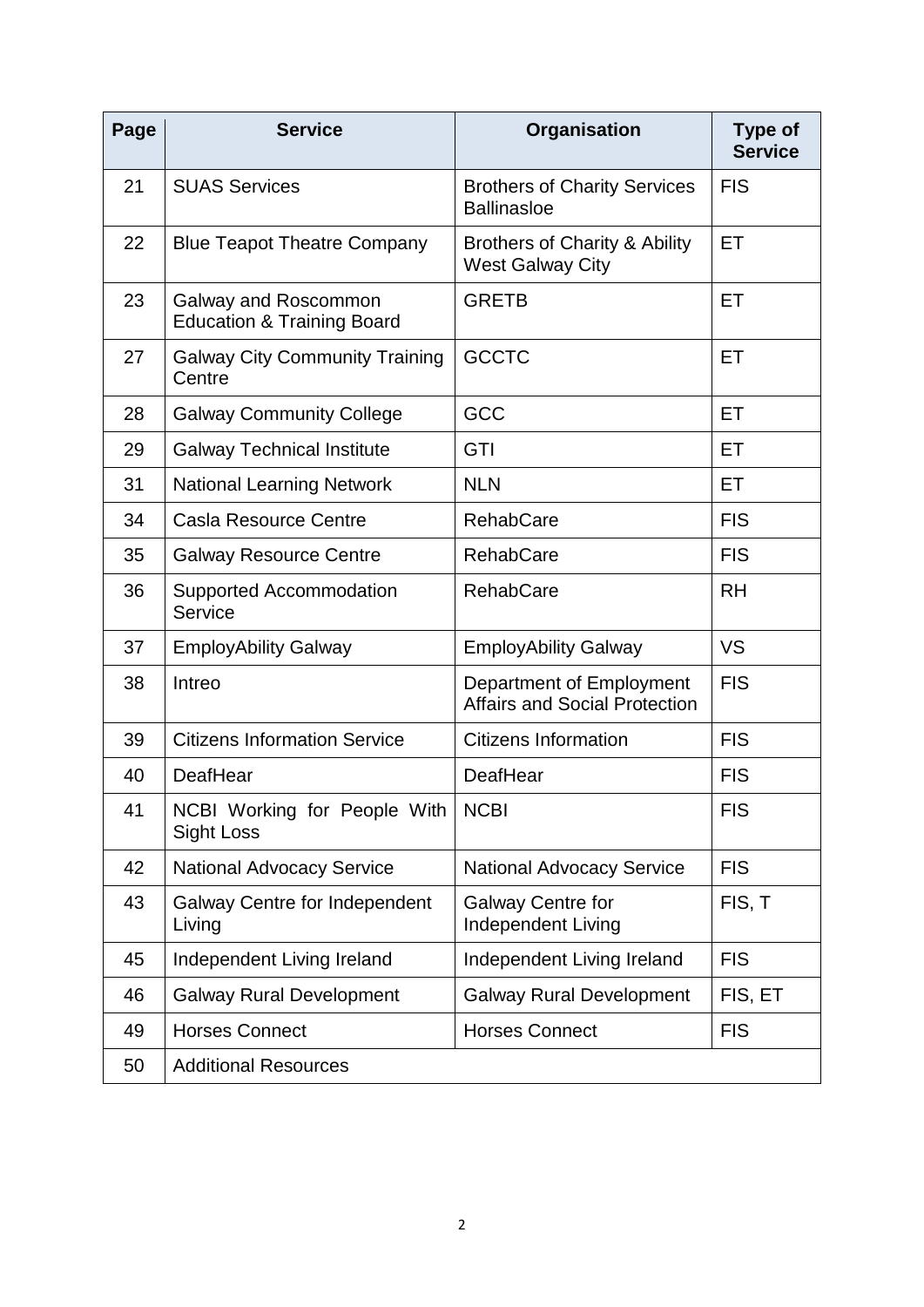| Page | Service | Organisation | Type of Service |
|---|---|---|---|
| 21 | SUAS Services | Brothers of Charity Services Ballinasloe | FIS |
| 22 | Blue Teapot Theatre Company | Brothers of Charity & Ability West Galway City | ET |
| 23 | Galway and Roscommon Education & Training Board | GRETB | ET |
| 27 | Galway City Community Training Centre | GCCTC | ET |
| 28 | Galway Community College | GCC | ET |
| 29 | Galway Technical Institute | GTI | ET |
| 31 | National Learning Network | NLN | ET |
| 34 | Casla Resource Centre | RehabCare | FIS |
| 35 | Galway Resource Centre | RehabCare | FIS |
| 36 | Supported Accommodation Service | RehabCare | RH |
| 37 | EmployAbility Galway | EmployAbility Galway | VS |
| 38 | Intreo | Department of Employment Affairs and Social Protection | FIS |
| 39 | Citizens Information Service | Citizens Information | FIS |
| 40 | DeafHear | DeafHear | FIS |
| 41 | NCBI Working for People With Sight Loss | NCBI | FIS |
| 42 | National Advocacy Service | National Advocacy Service | FIS |
| 43 | Galway Centre for Independent Living | Galway Centre for Independent Living | FIS, T |
| 45 | Independent Living Ireland | Independent Living Ireland | FIS |
| 46 | Galway Rural Development | Galway Rural Development | FIS, ET |
| 49 | Horses Connect | Horses Connect | FIS |
| 50 | Additional Resources | | |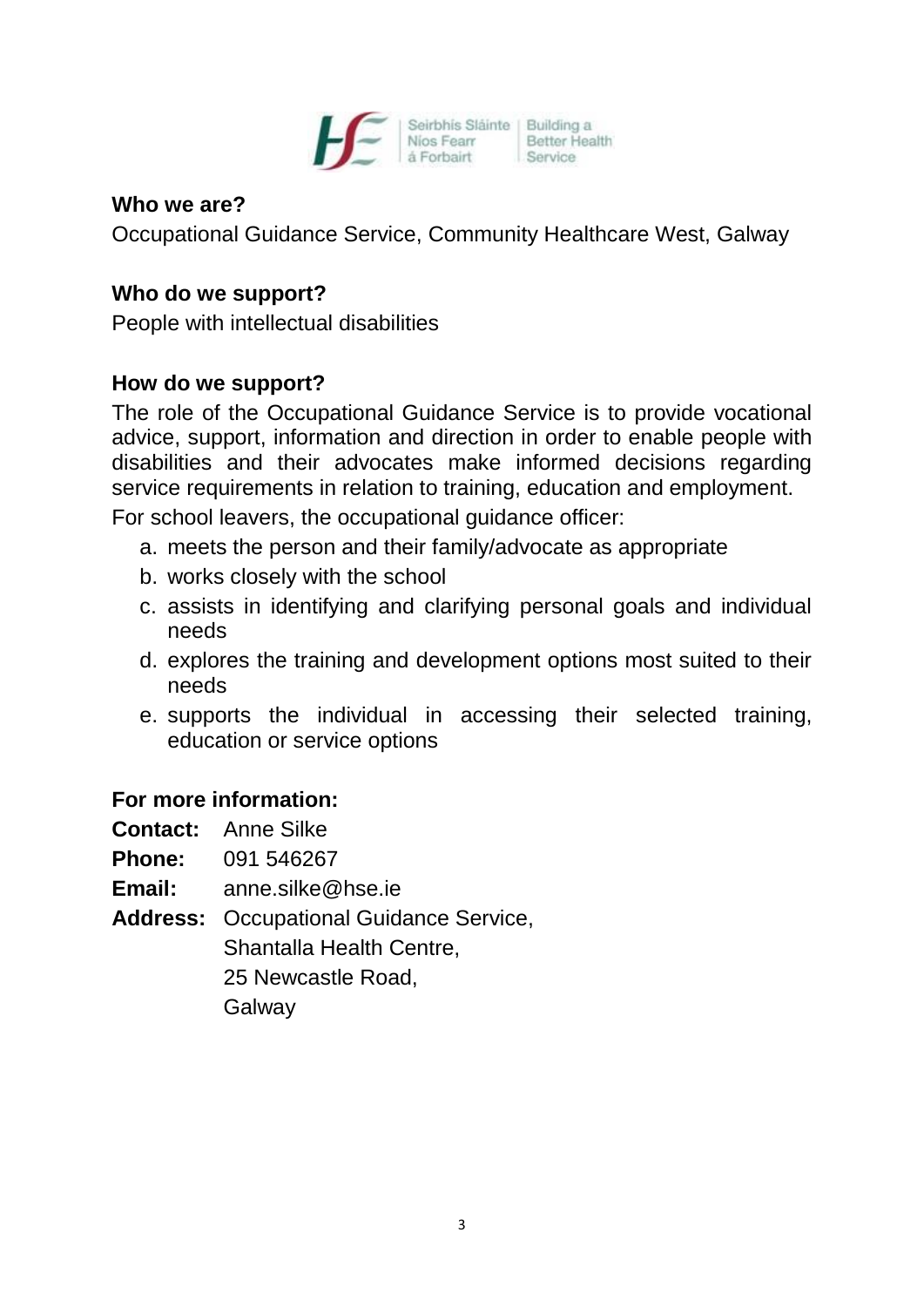**Who we are?**

Occupational Guidance Service, Community Healthcare West, Galway

**Who do we support?**

People with intellectual disabilities

**How do we support?**

The role of the Occupational Guidance Service is to provide vocational advice, support, information and direction in order to enable people with disabilities and their advocates make informed decisions regarding service requirements in relation to training, education and employment.

For school leavers, the occupational guidance officer:

a. meets the person and their family/advocate as appropriate
b. works closely with the school
c. assists in identifying and clarifying personal goals and individual needs
d. explores the training and development options most suited to their needs
e. supports the individual in accessing their selected training, education or service options

**For more information:**

**Contact:** Anne Silke
**Phone:** 091 546267
**Email:** anne.silke@hse.ie
**Address:** Occupational Guidance Service,
Shantalla Health Centre,
25 Newcastle Road,
Galway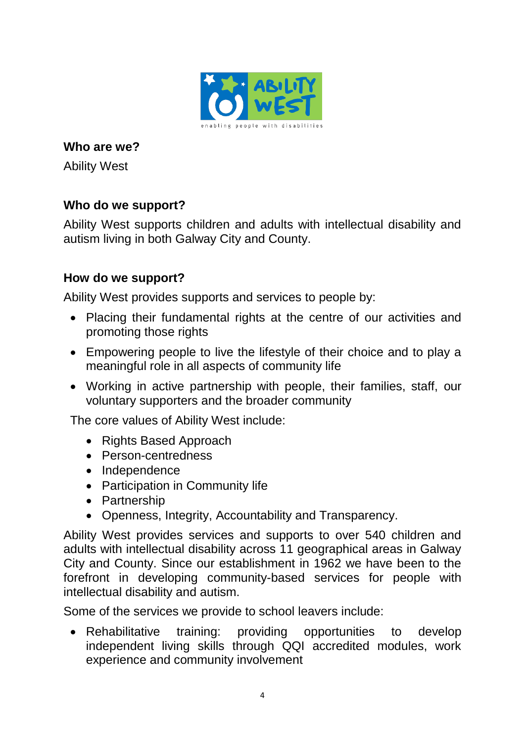**Who are we?**

Ability West

**Who do we support?**

Ability West supports children and adults with intellectual disability and autism living in both Galway City and County.

**How do we support?**

Ability West provides supports and services to people by:

- Placing their fundamental rights at the centre of our activities and promoting those rights
- Empowering people to live the lifestyle of their choice and to play a meaningful role in all aspects of community life
- Working in active partnership with people, their families, staff, our voluntary supporters and the broader community

The core values of Ability West include:

- Rights Based Approach
- Person-centredness
- Independence
- Participation in Community life
- Partnership
- Openness, Integrity, Accountability and Transparency.

Ability West provides services and supports to over 540 children and adults with intellectual disability across 11 geographical areas in Galway City and County. Since our establishment in 1962 we have been to the forefront in developing community-based services for people with intellectual disability and autism.

Some of the services we provide to school leavers include:

- Rehabilitative training: providing opportunities to develop independent living skills through QQI accredited modules, work experience and community involvement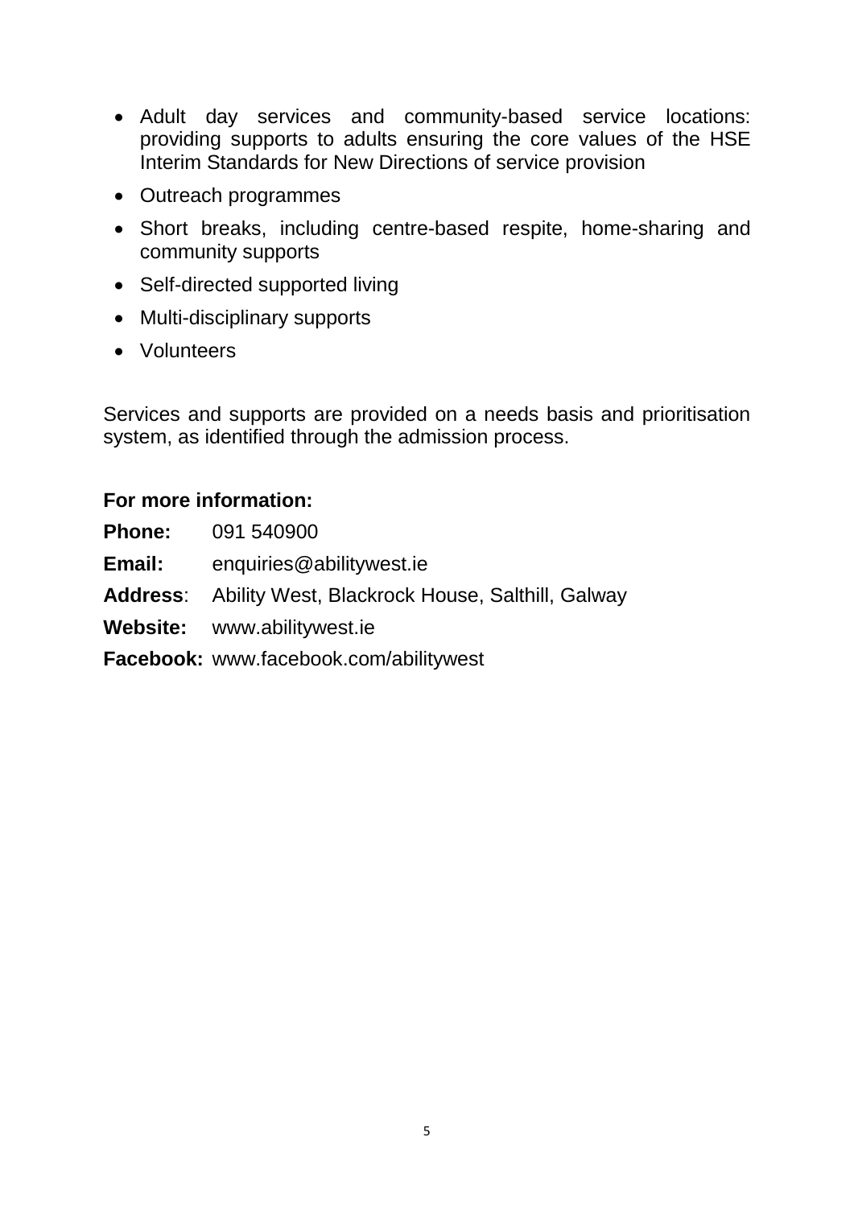- Adult day services and community-based service locations: providing supports to adults ensuring the core values of the HSE Interim Standards for New Directions of service provision
- Outreach programmes
- Short breaks, including centre-based respite, home-sharing and community supports
- Self-directed supported living
- Multi-disciplinary supports
- Volunteers

Services and supports are provided on a needs basis and prioritisation system, as identified through the admission process.

**For more information:**

**Phone:** 091 540900

**Email:** enquiries@abilitywest.ie

**Address**: Ability West, Blackrock House, Salthill, Galway

**Website:** www.abilitywest.ie

**Facebook:** www.facebook.com/abilitywest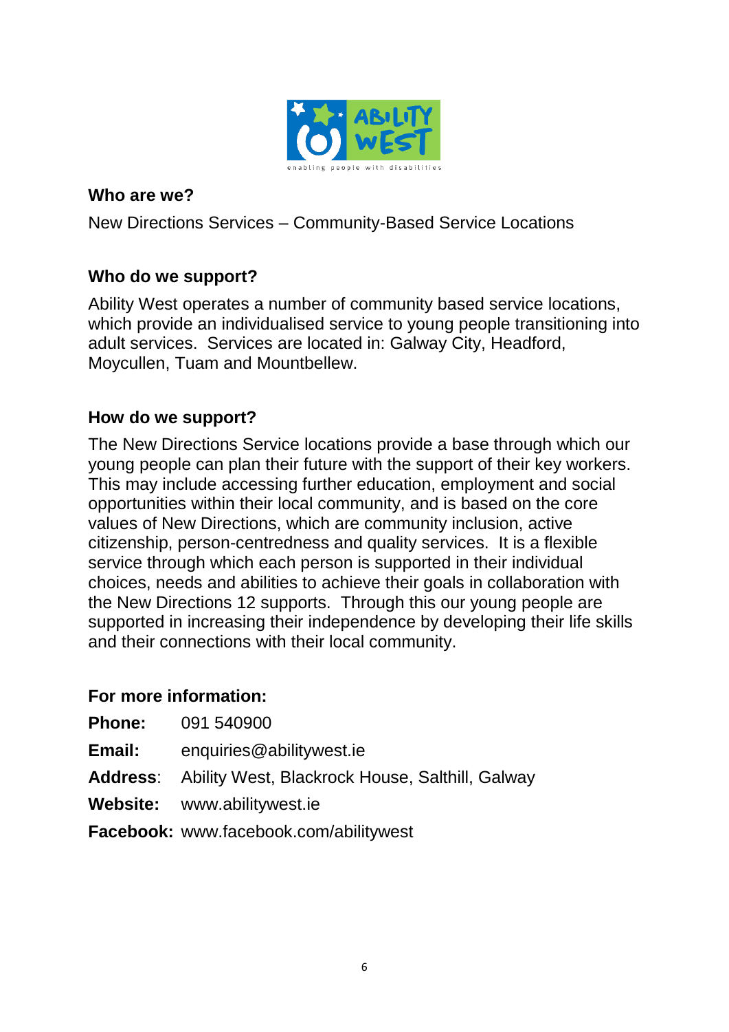## Who are we?

New Directions Services – Community-Based Service Locations

## Who do we support?

Ability West operates a number of community based service locations, which provide an individualised service to young people transitioning into adult services. Services are located in: Galway City, Headford, Moycullen, Tuam and Mountbellew.

## How do we support?

The New Directions Service locations provide a base through which our young people can plan their future with the support of their key workers. This may include accessing further education, employment and social opportunities within their local community, and is based on the core values of New Directions, which are community inclusion, active citizenship, person-centredness and quality services. It is a flexible service through which each person is supported in their individual choices, needs and abilities to achieve their goals in collaboration with the New Directions 12 supports. Through this our young people are supported in increasing their independence by developing their life skills and their connections with their local community.

## For more information:

**Phone:** 091 540900

**Email:** enquiries@abilitywest.ie

**Address**: Ability West, Blackrock House, Salthill, Galway

**Website:** www.abilitywest.ie

**Facebook:** www.facebook.com/abilitywest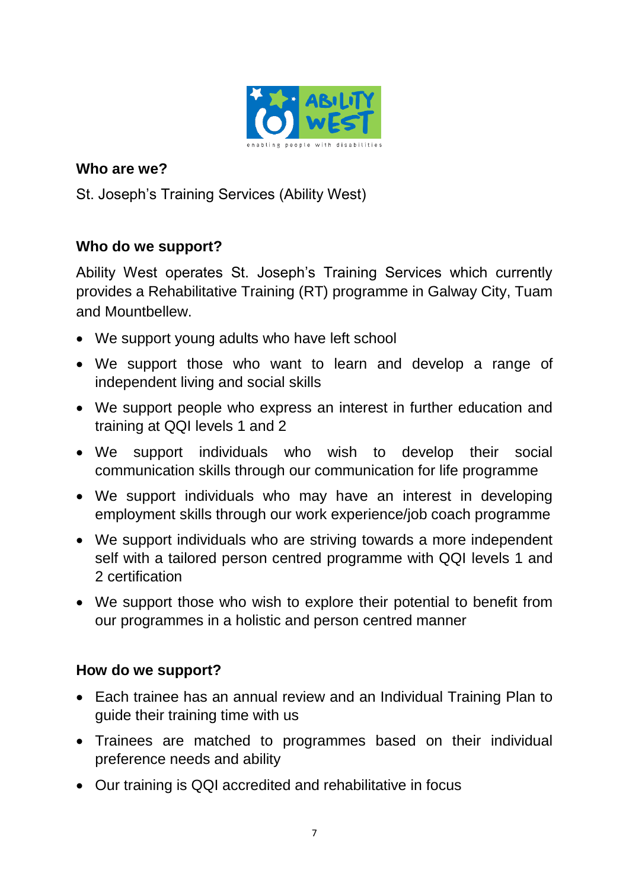**Who are we?**

St. Joseph's Training Services (Ability West)

**Who do we support?**

Ability West operates St. Joseph's Training Services which currently provides a Rehabilitative Training (RT) programme in Galway City, Tuam and Mountbellew.

- We support young adults who have left school
- We support those who want to learn and develop a range of independent living and social skills
- We support people who express an interest in further education and training at QQI levels 1 and 2
- We support individuals who wish to develop their social communication skills through our communication for life programme
- We support individuals who may have an interest in developing employment skills through our work experience/job coach programme
- We support individuals who are striving towards a more independent self with a tailored person centred programme with QQI levels 1 and 2 certification
- We support those who wish to explore their potential to benefit from our programmes in a holistic and person centred manner

**How do we support?**

- Each trainee has an annual review and an Individual Training Plan to guide their training time with us
- Trainees are matched to programmes based on their individual preference needs and ability
- Our training is QQI accredited and rehabilitative in focus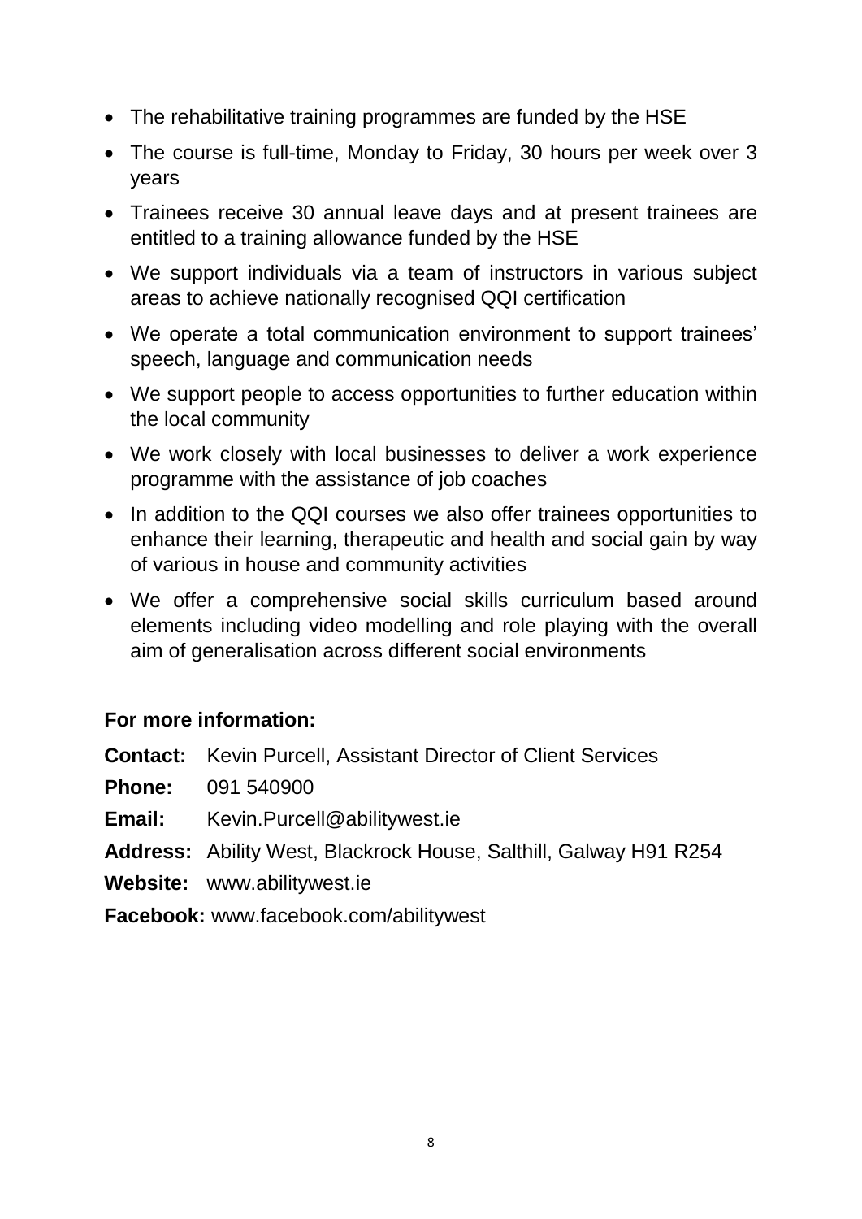- The rehabilitative training programmes are funded by the HSE
- The course is full-time, Monday to Friday, 30 hours per week over 3 years
- Trainees receive 30 annual leave days and at present trainees are entitled to a training allowance funded by the HSE
- We support individuals via a team of instructors in various subject areas to achieve nationally recognised QQI certification
- We operate a total communication environment to support trainees' speech, language and communication needs
- We support people to access opportunities to further education within the local community
- We work closely with local businesses to deliver a work experience programme with the assistance of job coaches
- In addition to the QQI courses we also offer trainees opportunities to enhance their learning, therapeutic and health and social gain by way of various in house and community activities
- We offer a comprehensive social skills curriculum based around elements including video modelling and role playing with the overall aim of generalisation across different social environments

**For more information:**

**Contact:** Kevin Purcell, Assistant Director of Client Services

**Phone:** 091 540900

**Email:** Kevin.Purcell@abilitywest.ie

**Address:** Ability West, Blackrock House, Salthill, Galway H91 R254

**Website:** www.abilitywest.ie

**Facebook:** www.facebook.com/abilitywest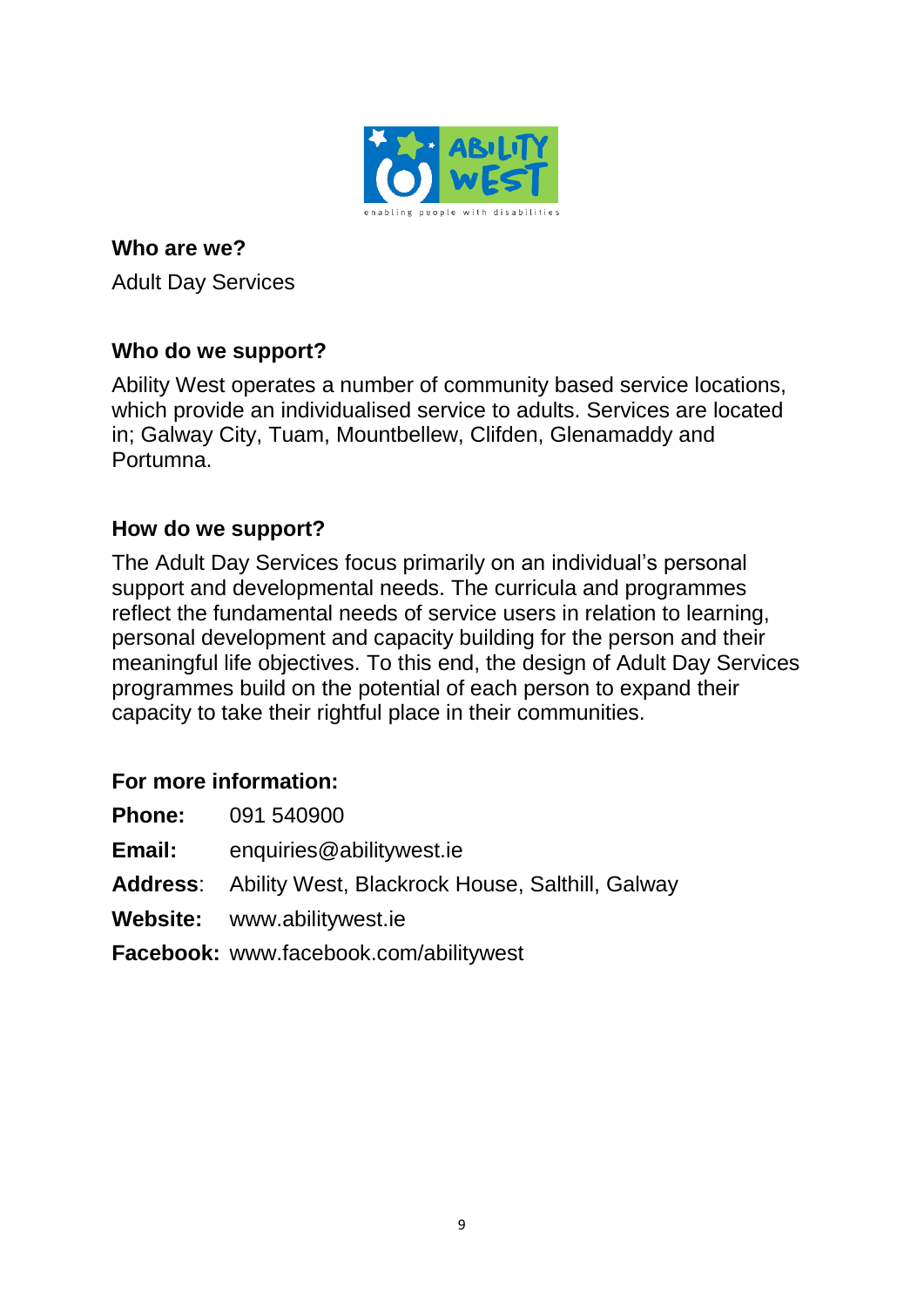**Who are we?**

Adult Day Services

**Who do we support?**

Ability West operates a number of community based service locations, which provide an individualised service to adults. Services are located in; Galway City, Tuam, Mountbellew, Clifden, Glenamaddy and Portumna.

**How do we support?**

The Adult Day Services focus primarily on an individual's personal support and developmental needs. The curricula and programmes reflect the fundamental needs of service users in relation to learning, personal development and capacity building for the person and their meaningful life objectives. To this end, the design of Adult Day Services programmes build on the potential of each person to expand their capacity to take their rightful place in their communities.

**For more information:**

**Phone:** 091 540900

**Email:** enquiries@abilitywest.ie

**Address**: Ability West, Blackrock House, Salthill, Galway

**Website:** www.abilitywest.ie

**Facebook:** www.facebook.com/abilitywest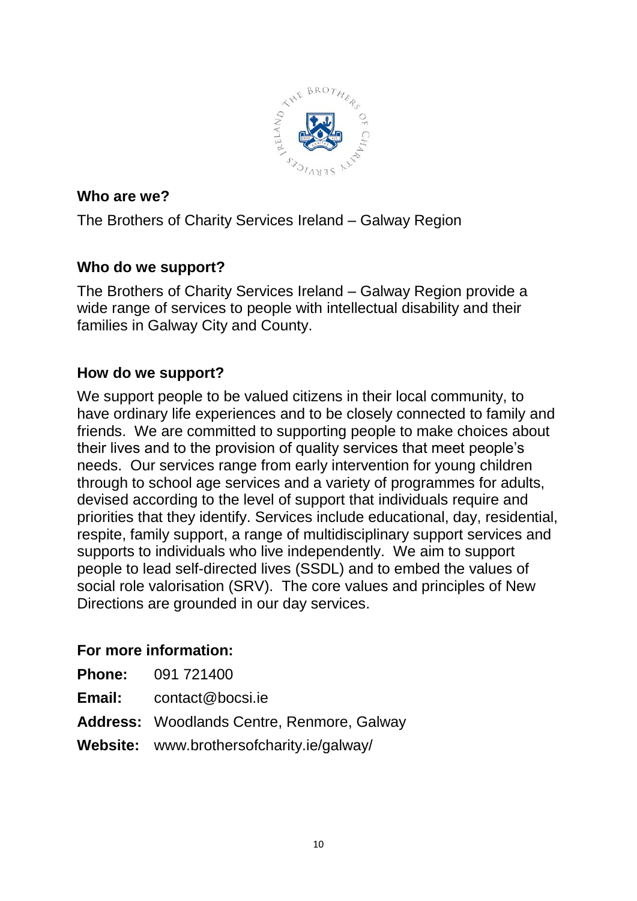## Who are we?

The Brothers of Charity Services Ireland – Galway Region

## Who do we support?

The Brothers of Charity Services Ireland – Galway Region provide a wide range of services to people with intellectual disability and their families in Galway City and County.

## How do we support?

We support people to be valued citizens in their local community, to have ordinary life experiences and to be closely connected to family and friends. We are committed to supporting people to make choices about their lives and to the provision of quality services that meet people's needs. Our services range from early intervention for young children through to school age services and a variety of programmes for adults, devised according to the level of support that individuals require and priorities that they identify. Services include educational, day, residential, respite, family support, a range of multidisciplinary support services and supports to individuals who live independently. We aim to support people to lead self-directed lives (SSDL) and to embed the values of social role valorisation (SRV). The core values and principles of New Directions are grounded in our day services.

## For more information:

**Phone:** 091 721400

**Email:** contact@bocsi.ie

**Address:** Woodlands Centre, Renmore, Galway

**Website:** www.brothersofcharity.ie/galway/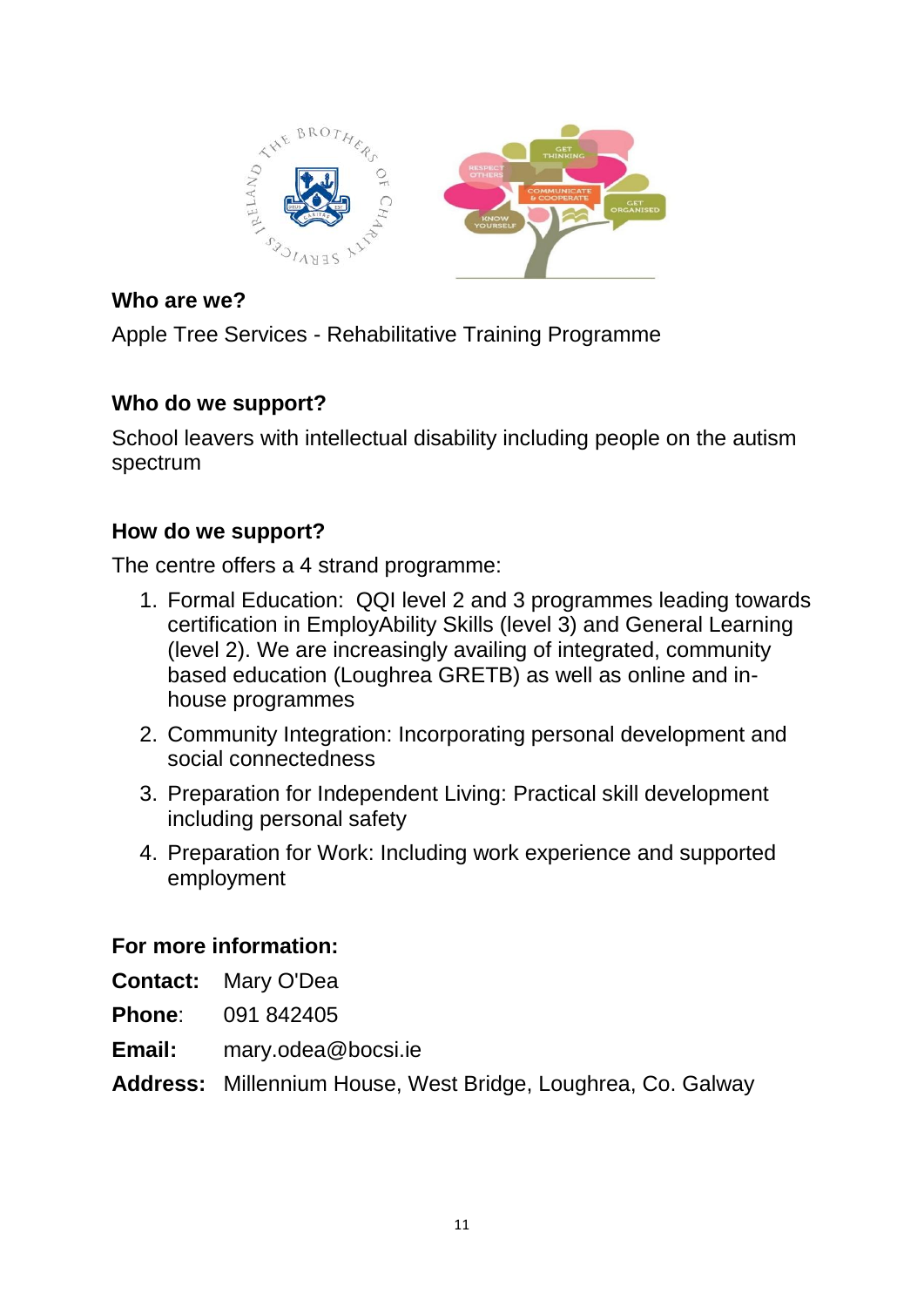### Who are we?

Apple Tree Services - Rehabilitative Training Programme

### Who do we support?

School leavers with intellectual disability including people on the autism spectrum

### How do we support?

The centre offers a 4 strand programme:

1. Formal Education: QQI level 2 and 3 programmes leading towards certification in EmployAbility Skills (level 3) and General Learning (level 2). We are increasingly availing of integrated, community based education (Loughrea GRETB) as well as online and in-house programmes
2. Community Integration: Incorporating personal development and social connectedness
3. Preparation for Independent Living: Practical skill development including personal safety
4. Preparation for Work: Including work experience and supported employment

### For more information:

**Contact:** Mary O'Dea

**Phone**: 091 842405

**Email:** mary.odea@bocsi.ie

**Address:** Millennium House, West Bridge, Loughrea, Co. Galway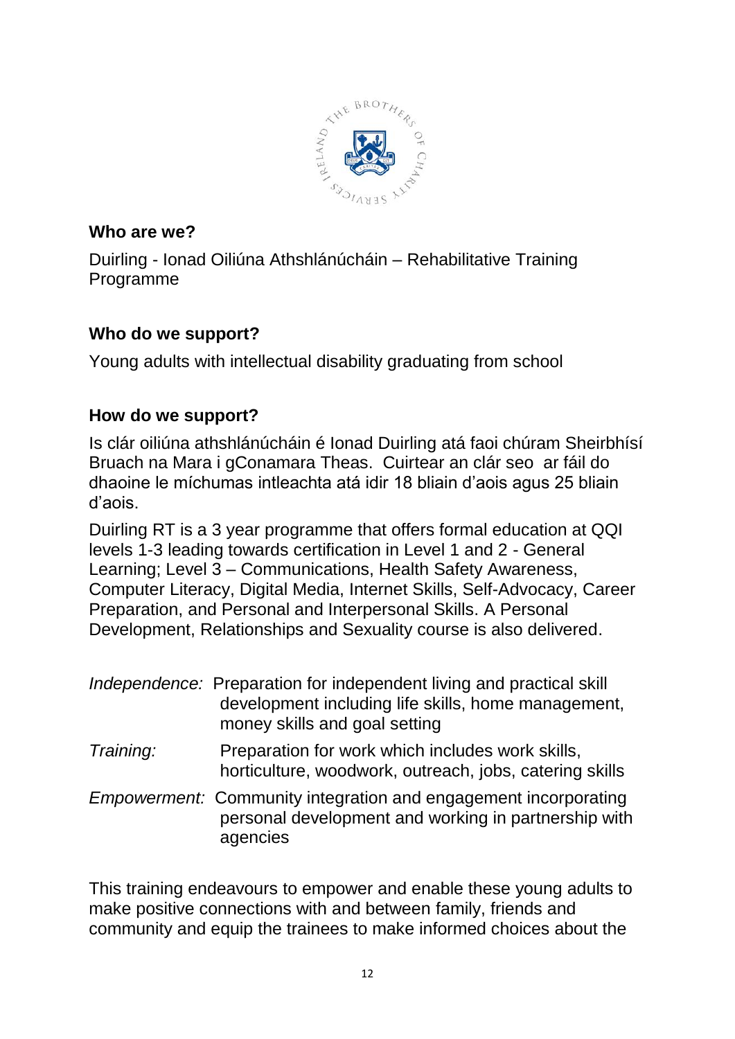### Who are we?

Duirling - Ionad Oiliúna Athshlánúcháin – Rehabilitative Training Programme

### Who do we support?

Young adults with intellectual disability graduating from school

### How do we support?

Is clár oiliúna athshlánúcháin é Ionad Duirling atá faoi chúram Sheirbhísí Bruach na Mara i gConamara Theas. Cuirtear an clár seo ar fáil do dhaoine le míchumas intleachta atá idir 18 bliain d'aois agus 25 bliain d'aois.

Duirling RT is a 3 year programme that offers formal education at QQI levels 1-3 leading towards certification in Level 1 and 2 - General Learning; Level 3 – Communications, Health Safety Awareness, Computer Literacy, Digital Media, Internet Skills, Self-Advocacy, Career Preparation, and Personal and Interpersonal Skills. A Personal Development, Relationships and Sexuality course is also delivered.

*Independence:* Preparation for independent living and practical skill development including life skills, home management, money skills and goal setting

*Training:* Preparation for work which includes work skills, horticulture, woodwork, outreach, jobs, catering skills

*Empowerment:* Community integration and engagement incorporating personal development and working in partnership with agencies

This training endeavours to empower and enable these young adults to make positive connections with and between family, friends and community and equip the trainees to make informed choices about the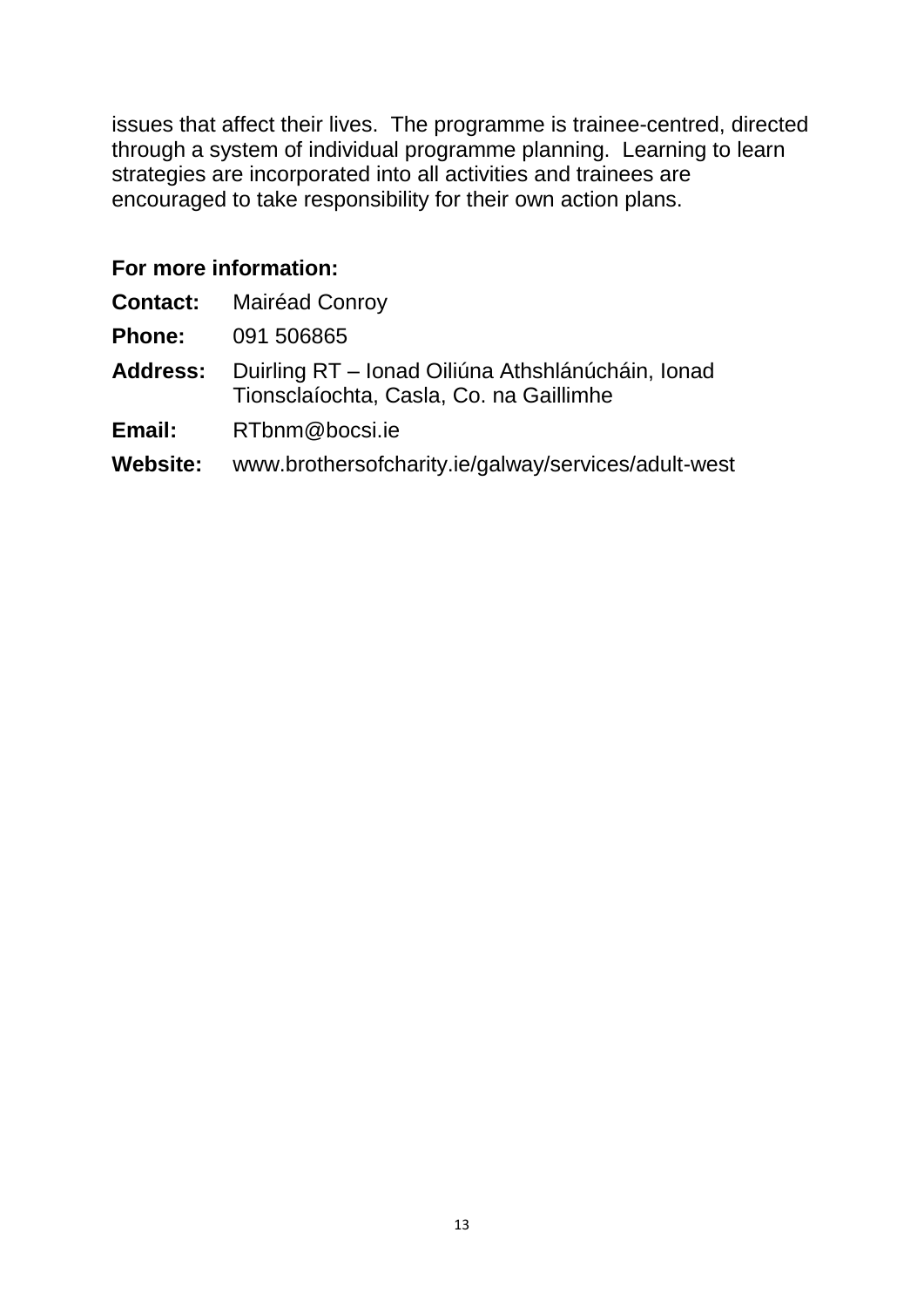issues that affect their lives. The programme is trainee-centred, directed through a system of individual programme planning. Learning to learn strategies are incorporated into all activities and trainees are encouraged to take responsibility for their own action plans.

**For more information:**

**Contact:** Mairéad Conroy

**Phone:** 091 506865

**Address:** Duirling RT – Ionad Oiliúna Athshlánúcháin, Ionad Tionsclaíochta, Casla, Co. na Gaillimhe

**Email:** RTbnm@bocsi.ie

**Website:** www.brothersofcharity.ie/galway/services/adult-west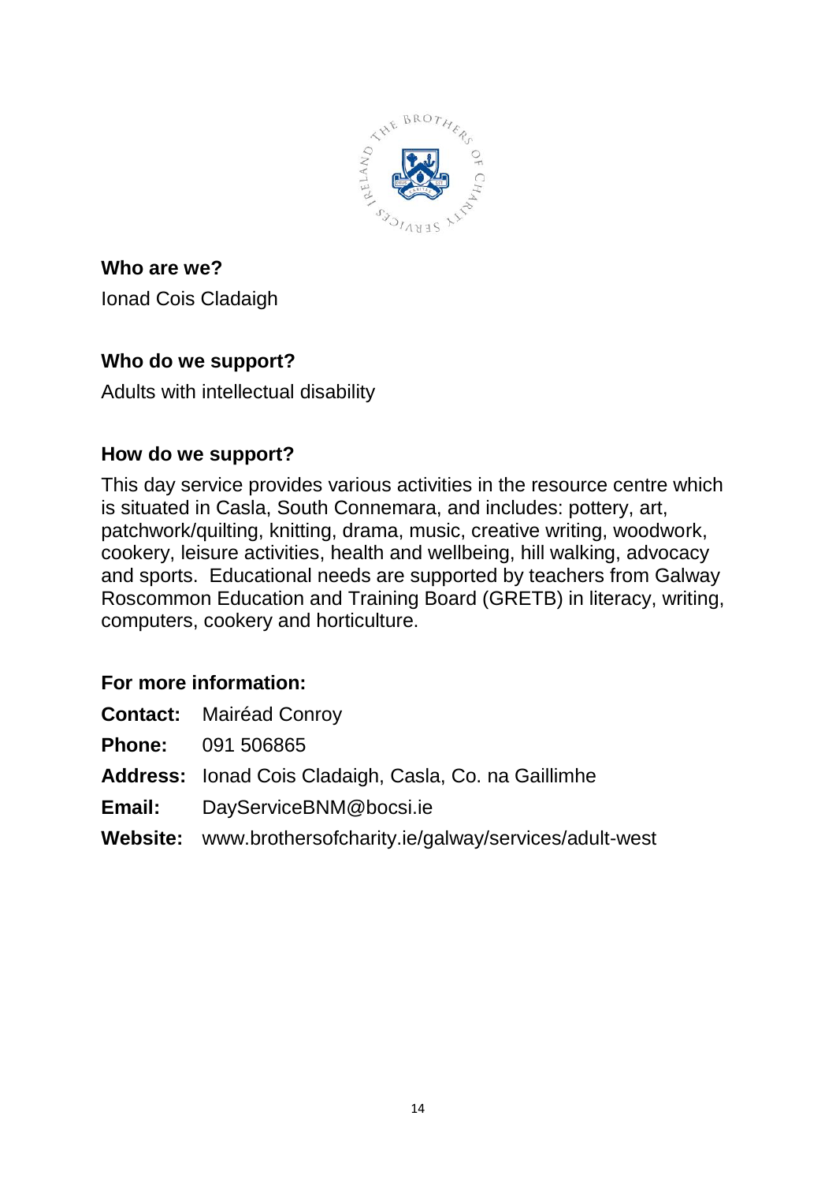**Who are we?**

Ionad Cois Cladaigh

**Who do we support?**

Adults with intellectual disability

**How do we support?**

This day service provides various activities in the resource centre which is situated in Casla, South Connemara, and includes: pottery, art, patchwork/quilting, knitting, drama, music, creative writing, woodwork, cookery, leisure activities, health and wellbeing, hill walking, advocacy and sports. Educational needs are supported by teachers from Galway Roscommon Education and Training Board (GRETB) in literacy, writing, computers, cookery and horticulture.

**For more information:**

**Contact:** Mairéad Conroy

**Phone:** 091 506865

**Address:** Ionad Cois Cladaigh, Casla, Co. na Gaillimhe

**Email:** DayServiceBNM@bocsi.ie

**Website:** www.brothersofcharity.ie/galway/services/adult-west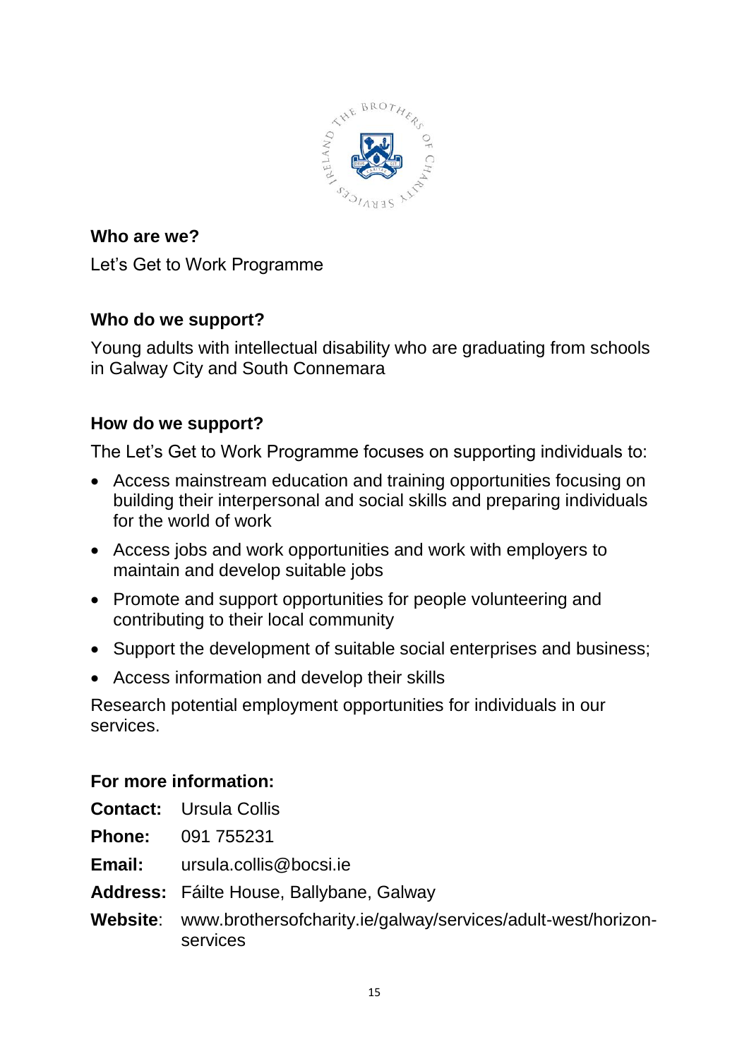**Who are we?**

Let’s Get to Work Programme

**Who do we support?**

Young adults with intellectual disability who are graduating from schools in Galway City and South Connemara

**How do we support?**

The Let’s Get to Work Programme focuses on supporting individuals to:

- Access mainstream education and training opportunities focusing on building their interpersonal and social skills and preparing individuals for the world of work
- Access jobs and work opportunities and work with employers to maintain and develop suitable jobs
- Promote and support opportunities for people volunteering and contributing to their local community
- Support the development of suitable social enterprises and business;
- Access information and develop their skills

Research potential employment opportunities for individuals in our services.

**For more information:**

**Contact:** Ursula Collis

**Phone:** 091 755231

**Email:** ursula.collis@bocsi.ie

**Address:** Fáilte House, Ballybane, Galway

**Website**: www.brothersofcharity.ie/galway/services/adult-west/horizon-services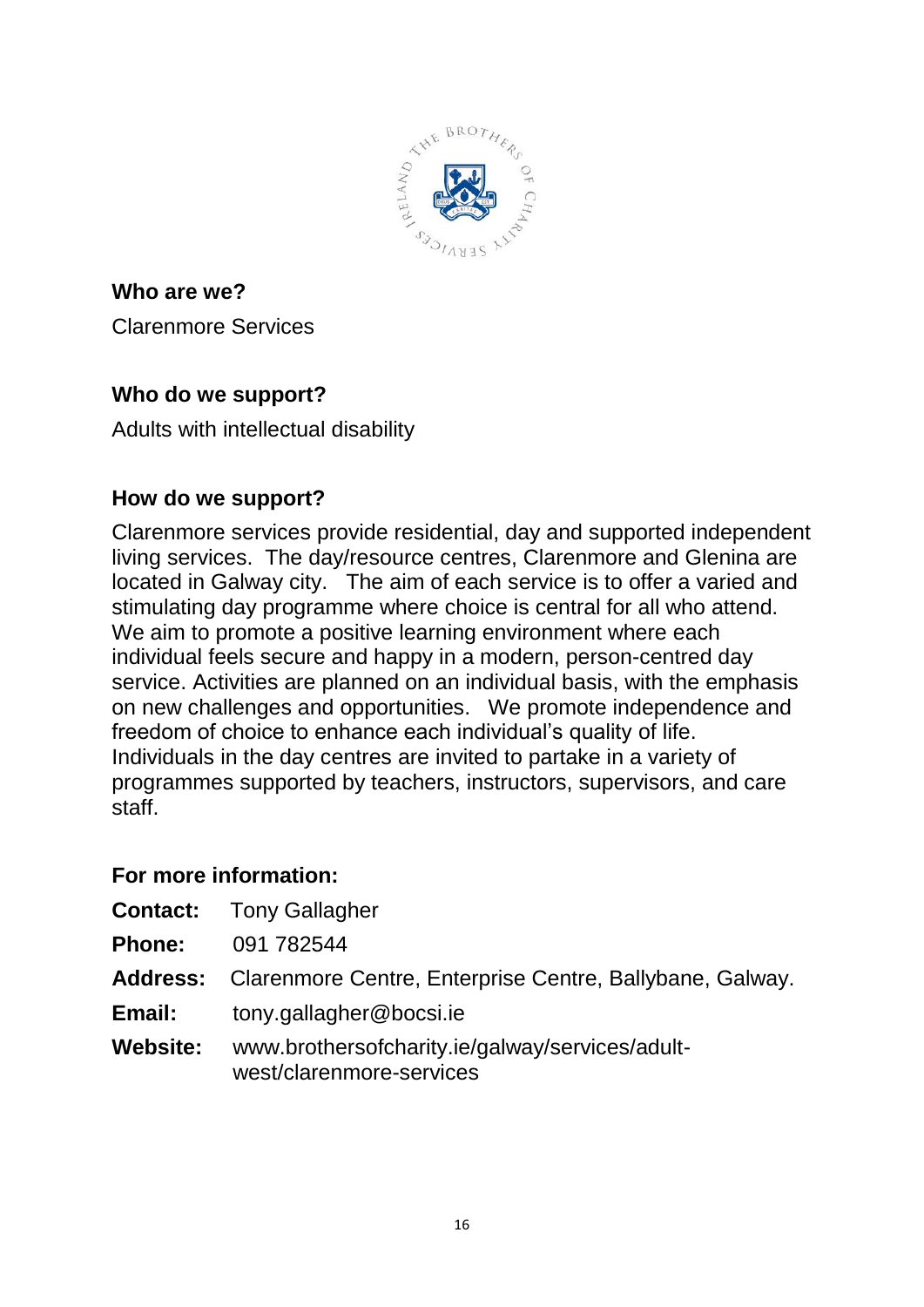**Who are we?**

Clarenmore Services

**Who do we support?**

Adults with intellectual disability

**How do we support?**

Clarenmore services provide residential, day and supported independent living services. The day/resource centres, Clarenmore and Glenina are located in Galway city. The aim of each service is to offer a varied and stimulating day programme where choice is central for all who attend. We aim to promote a positive learning environment where each individual feels secure and happy in a modern, person-centred day service. Activities are planned on an individual basis, with the emphasis on new challenges and opportunities. We promote independence and freedom of choice to enhance each individual's quality of life. Individuals in the day centres are invited to partake in a variety of programmes supported by teachers, instructors, supervisors, and care staff.

**For more information:**

**Contact:** Tony Gallagher

**Phone:** 091 782544

**Address:** Clarenmore Centre, Enterprise Centre, Ballybane, Galway.

**Email:** tony.gallagher@bocsi.ie

**Website:** www.brothersofcharity.ie/galway/services/adult-west/clarenmore-services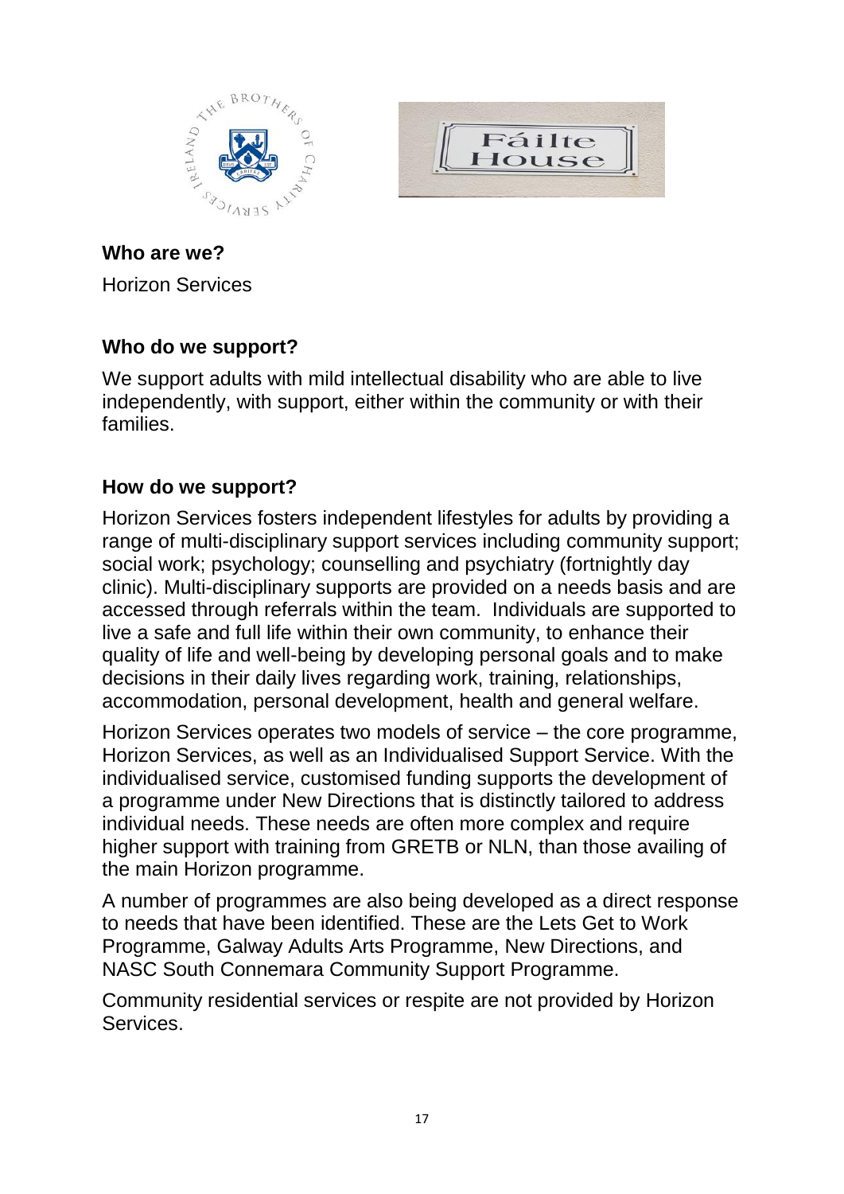**Who are we?**

Horizon Services

**Who do we support?**

We support adults with mild intellectual disability who are able to live independently, with support, either within the community or with their families.

**How do we support?**

Horizon Services fosters independent lifestyles for adults by providing a range of multi-disciplinary support services including community support; social work; psychology; counselling and psychiatry (fortnightly day clinic). Multi-disciplinary supports are provided on a needs basis and are accessed through referrals within the team. Individuals are supported to live a safe and full life within their own community, to enhance their quality of life and well-being by developing personal goals and to make decisions in their daily lives regarding work, training, relationships, accommodation, personal development, health and general welfare.

Horizon Services operates two models of service – the core programme, Horizon Services, as well as an Individualised Support Service. With the individualised service, customised funding supports the development of a programme under New Directions that is distinctly tailored to address individual needs. These needs are often more complex and require higher support with training from GRETB or NLN, than those availing of the main Horizon programme.

A number of programmes are also being developed as a direct response to needs that have been identified. These are the Lets Get to Work Programme, Galway Adults Arts Programme, New Directions, and NASC South Connemara Community Support Programme.

Community residential services or respite are not provided by Horizon Services.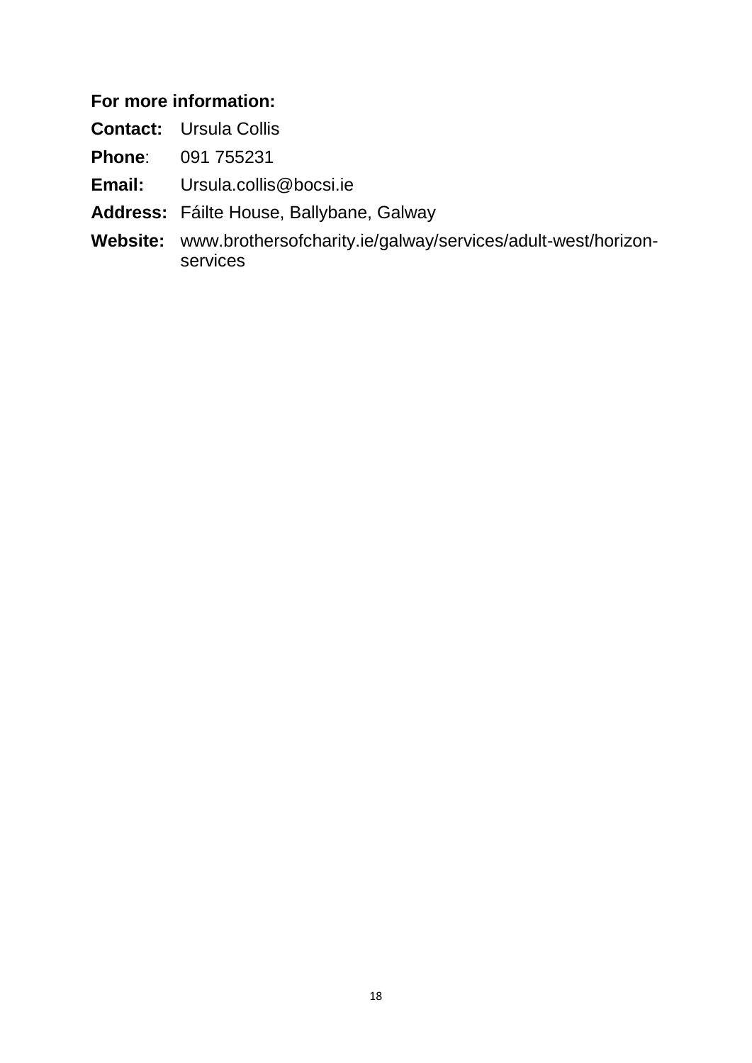**For more information:**

**Contact:** Ursula Collis

**Phone**: 091 755231

**Email:** Ursula.collis@bocsi.ie

**Address:** Fáilte House, Ballybane, Galway

**Website:** www.brothersofcharity.ie/galway/services/adult-west/horizon-services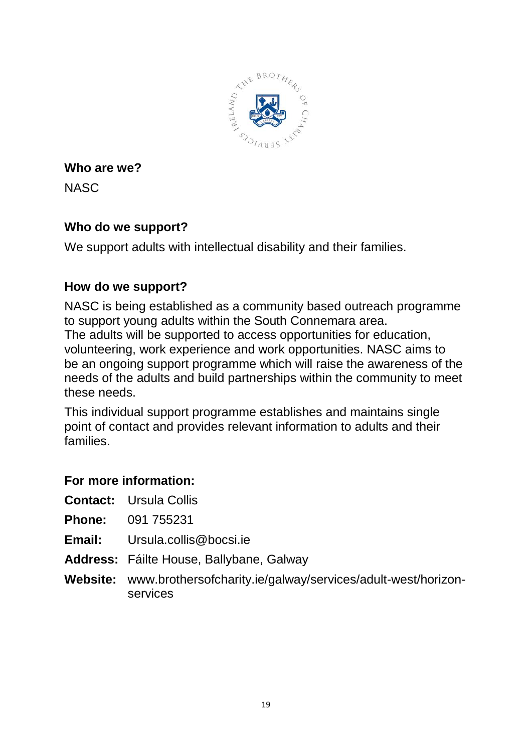**Who are we?**

NASC

**Who do we support?**

We support adults with intellectual disability and their families.

**How do we support?**

NASC is being established as a community based outreach programme to support young adults within the South Connemara area.
The adults will be supported to access opportunities for education, volunteering, work experience and work opportunities. NASC aims to be an ongoing support programme which will raise the awareness of the needs of the adults and build partnerships within the community to meet these needs.

This individual support programme establishes and maintains single point of contact and provides relevant information to adults and their families.

**For more information:**

**Contact:** Ursula Collis

**Phone:** 091 755231

**Email:** Ursula.collis@bocsi.ie

**Address:** Fáilte House, Ballybane, Galway

**Website:** www.brothersofcharity.ie/galway/services/adult-west/horizon-services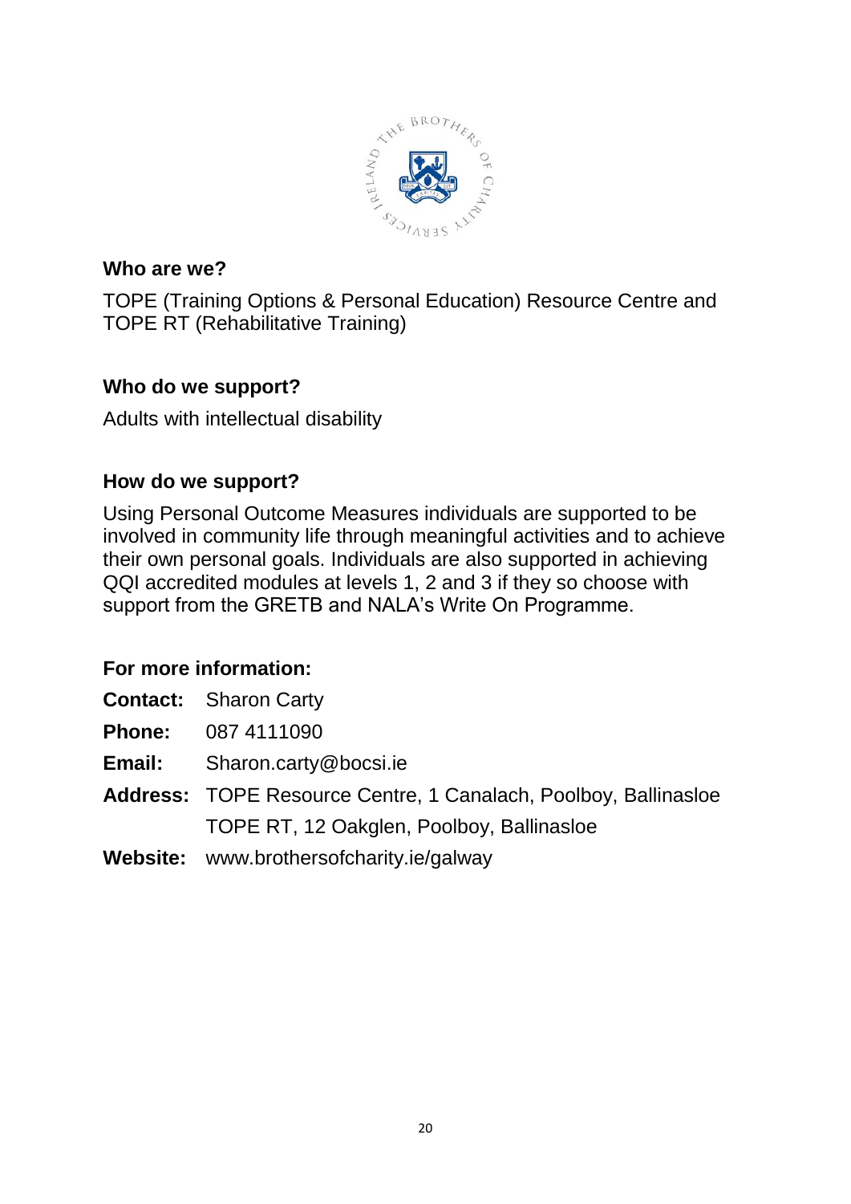### Who are we?

TOPE (Training Options & Personal Education) Resource Centre and TOPE RT (Rehabilitative Training)

### Who do we support?

Adults with intellectual disability

### How do we support?

Using Personal Outcome Measures individuals are supported to be involved in community life through meaningful activities and to achieve their own personal goals. Individuals are also supported in achieving QQI accredited modules at levels 1, 2 and 3 if they so choose with support from the GRETB and NALA's Write On Programme.

### For more information:

**Contact:** Sharon Carty

**Phone:** 087 4111090

**Email:** Sharon.carty@bocsi.ie

**Address:** TOPE Resource Centre, 1 Canalach, Poolboy, Ballinasloe
TOPE RT, 12 Oakglen, Poolboy, Ballinasloe

**Website:** www.brothersofcharity.ie/galway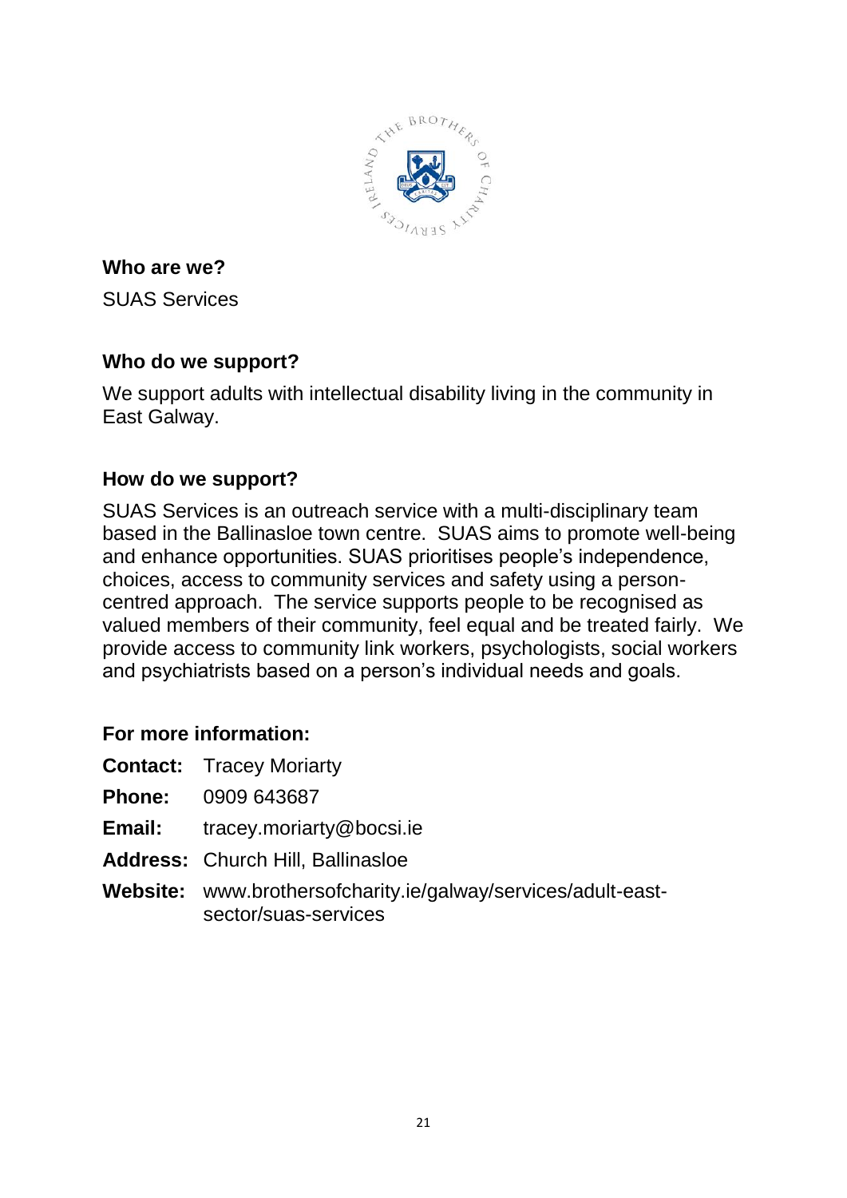### Who are we?

SUAS Services

### Who do we support?

We support adults with intellectual disability living in the community in East Galway.

### How do we support?

SUAS Services is an outreach service with a multi-disciplinary team based in the Ballinasloe town centre. SUAS aims to promote well-being and enhance opportunities. SUAS prioritises people's independence, choices, access to community services and safety using a person-centred approach. The service supports people to be recognised as valued members of their community, feel equal and be treated fairly. We provide access to community link workers, psychologists, social workers and psychiatrists based on a person's individual needs and goals.

### For more information:

**Contact:** Tracey Moriarty

**Phone:** 0909 643687

**Email:** tracey.moriarty@bocsi.ie

**Address:** Church Hill, Ballinasloe

**Website:** www.brothersofcharity.ie/galway/services/adult-east-sector/suas-services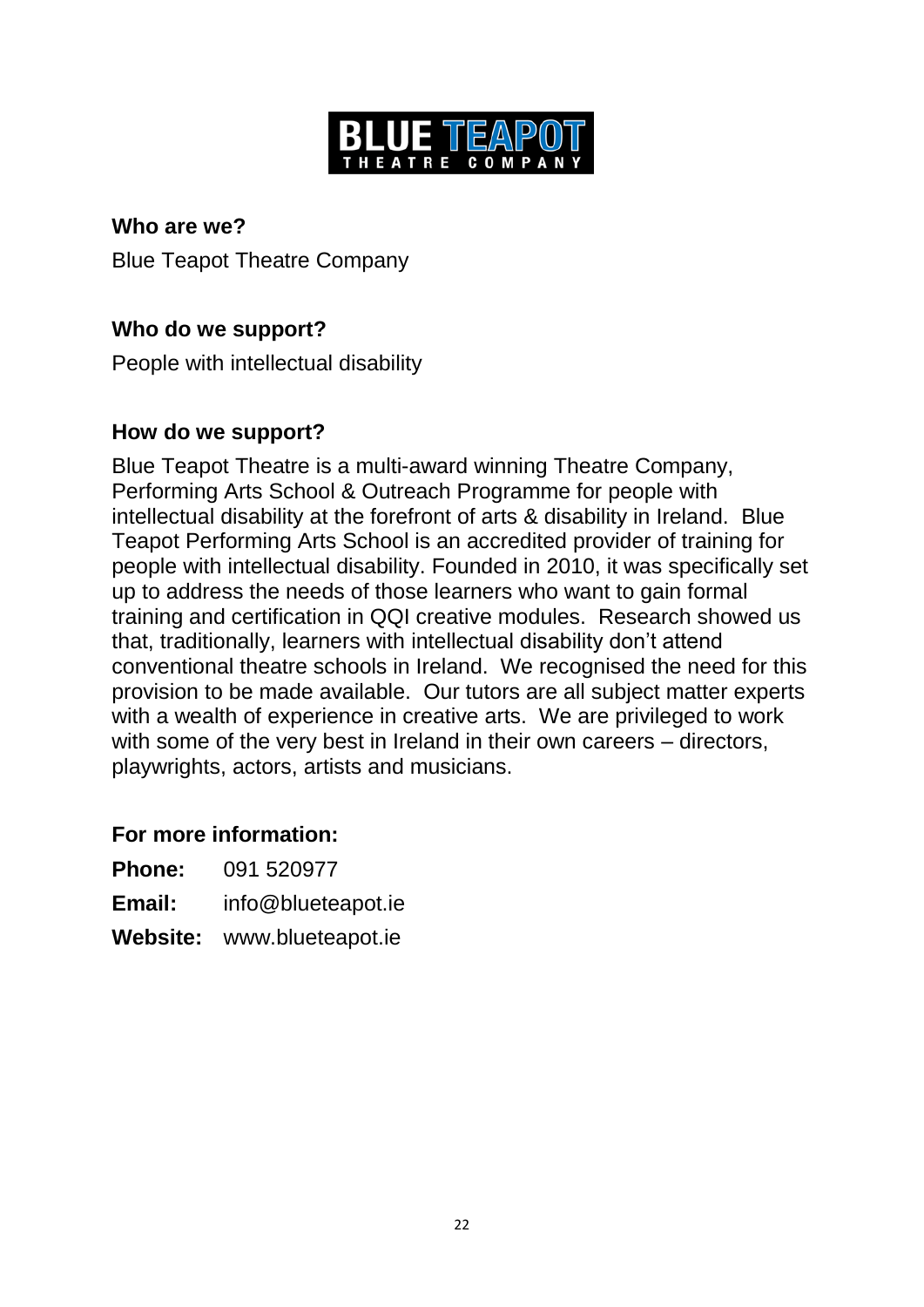**Who are we?**

Blue Teapot Theatre Company

**Who do we support?**

People with intellectual disability

**How do we support?**

Blue Teapot Theatre is a multi-award winning Theatre Company, Performing Arts School & Outreach Programme for people with intellectual disability at the forefront of arts & disability in Ireland. Blue Teapot Performing Arts School is an accredited provider of training for people with intellectual disability. Founded in 2010, it was specifically set up to address the needs of those learners who want to gain formal training and certification in QQI creative modules. Research showed us that, traditionally, learners with intellectual disability don't attend conventional theatre schools in Ireland. We recognised the need for this provision to be made available. Our tutors are all subject matter experts with a wealth of experience in creative arts. We are privileged to work with some of the very best in Ireland in their own careers – directors, playwrights, actors, artists and musicians.

**For more information:**

**Phone:** 091 520977

**Email:** info@blueteapot.ie

**Website:** www.blueteapot.ie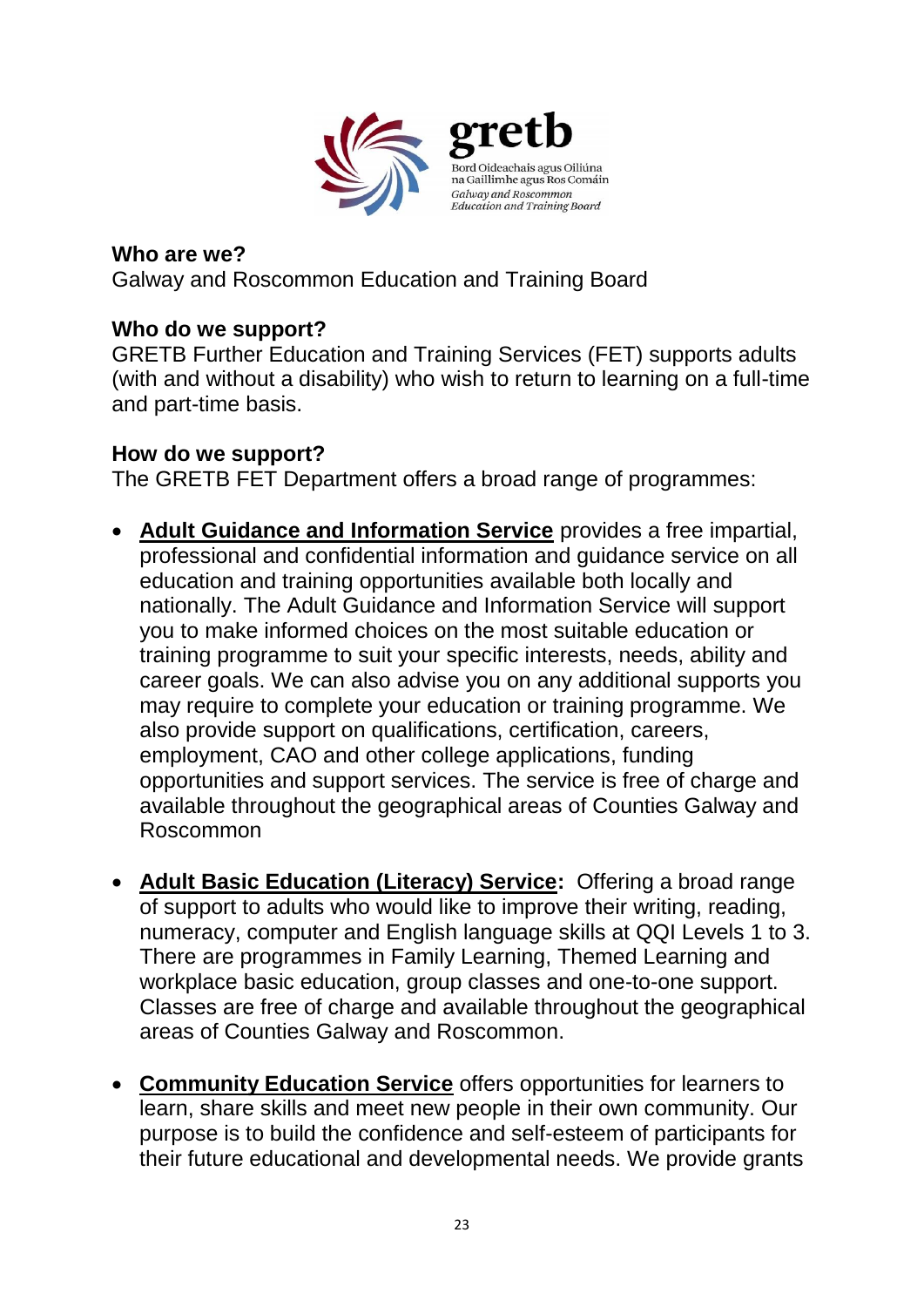**Who are we?**
Galway and Roscommon Education and Training Board

**Who do we support?**
GRETB Further Education and Training Services (FET) supports adults (with and without a disability) who wish to return to learning on a full-time and part-time basis.

**How do we support?**
The GRETB FET Department offers a broad range of programmes:

- **Adult Guidance and Information Service** provides a free impartial, professional and confidential information and guidance service on all education and training opportunities available both locally and nationally. The Adult Guidance and Information Service will support you to make informed choices on the most suitable education or training programme to suit your specific interests, needs, ability and career goals. We can also advise you on any additional supports you may require to complete your education or training programme. We also provide support on qualifications, certification, careers, employment, CAO and other college applications, funding opportunities and support services. The service is free of charge and available throughout the geographical areas of Counties Galway and Roscommon

- **Adult Basic Education (Literacy) Service:** Offering a broad range of support to adults who would like to improve their writing, reading, numeracy, computer and English language skills at QQI Levels 1 to 3. There are programmes in Family Learning, Themed Learning and workplace basic education, group classes and one-to-one support. Classes are free of charge and available throughout the geographical areas of Counties Galway and Roscommon.

- **Community Education Service** offers opportunities for learners to learn, share skills and meet new people in their own community. Our purpose is to build the confidence and self-esteem of participants for their future educational and developmental needs. We provide grants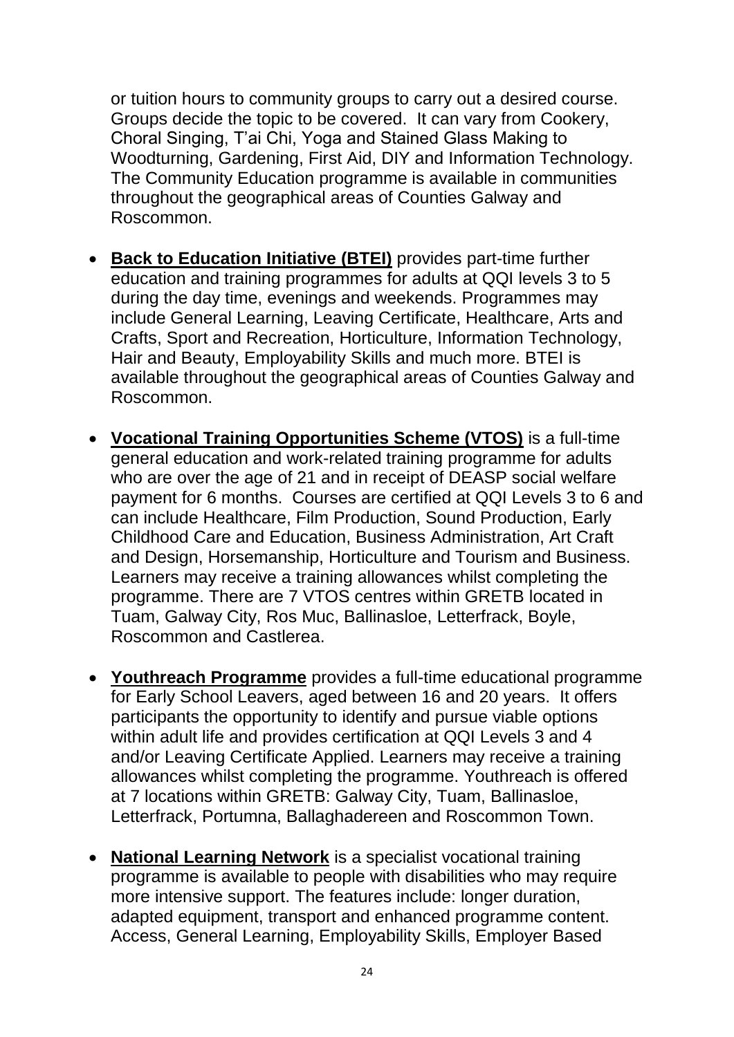or tuition hours to community groups to carry out a desired course. Groups decide the topic to be covered. It can vary from Cookery, Choral Singing, T'ai Chi, Yoga and Stained Glass Making to Woodturning, Gardening, First Aid, DIY and Information Technology. The Community Education programme is available in communities throughout the geographical areas of Counties Galway and Roscommon.

- **Back to Education Initiative (BTEI)** provides part-time further education and training programmes for adults at QQI levels 3 to 5 during the day time, evenings and weekends. Programmes may include General Learning, Leaving Certificate, Healthcare, Arts and Crafts, Sport and Recreation, Horticulture, Information Technology, Hair and Beauty, Employability Skills and much more. BTEI is available throughout the geographical areas of Counties Galway and Roscommon.

- **Vocational Training Opportunities Scheme (VTOS)** is a full-time general education and work-related training programme for adults who are over the age of 21 and in receipt of DEASP social welfare payment for 6 months. Courses are certified at QQI Levels 3 to 6 and can include Healthcare, Film Production, Sound Production, Early Childhood Care and Education, Business Administration, Art Craft and Design, Horsemanship, Horticulture and Tourism and Business. Learners may receive a training allowances whilst completing the programme. There are 7 VTOS centres within GRETB located in Tuam, Galway City, Ros Muc, Ballinasloe, Letterfrack, Boyle, Roscommon and Castlerea.

- **Youthreach Programme** provides a full-time educational programme for Early School Leavers, aged between 16 and 20 years. It offers participants the opportunity to identify and pursue viable options within adult life and provides certification at QQI Levels 3 and 4 and/or Leaving Certificate Applied. Learners may receive a training allowances whilst completing the programme. Youthreach is offered at 7 locations within GRETB: Galway City, Tuam, Ballinasloe, Letterfrack, Portumna, Ballaghadereen and Roscommon Town.

- **National Learning Network** is a specialist vocational training programme is available to people with disabilities who may require more intensive support. The features include: longer duration, adapted equipment, transport and enhanced programme content. Access, General Learning, Employability Skills, Employer Based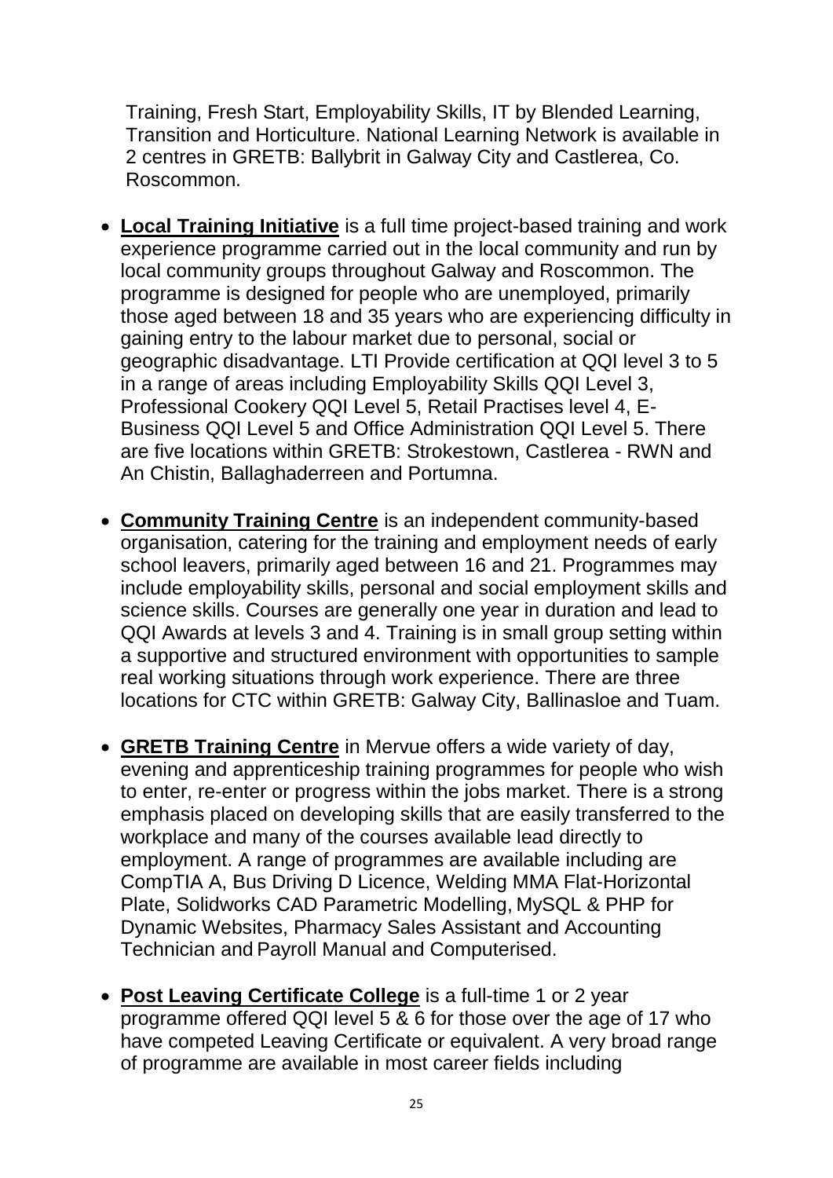Training, Fresh Start, Employability Skills, IT by Blended Learning, Transition and Horticulture. National Learning Network is available in 2 centres in GRETB: Ballybrit in Galway City and Castlerea, Co. Roscommon.

- **Local Training Initiative** is a full time project-based training and work experience programme carried out in the local community and run by local community groups throughout Galway and Roscommon. The programme is designed for people who are unemployed, primarily those aged between 18 and 35 years who are experiencing difficulty in gaining entry to the labour market due to personal, social or geographic disadvantage. LTI Provide certification at QQI level 3 to 5 in a range of areas including Employability Skills QQI Level 3, Professional Cookery QQI Level 5, Retail Practises level 4, E-Business QQI Level 5 and Office Administration QQI Level 5. There are five locations within GRETB: Strokestown, Castlerea - RWN and An Chistin, Ballaghaderreen and Portumna.

- **Community Training Centre** is an independent community-based organisation, catering for the training and employment needs of early school leavers, primarily aged between 16 and 21. Programmes may include employability skills, personal and social employment skills and science skills. Courses are generally one year in duration and lead to QQI Awards at levels 3 and 4. Training is in small group setting within a supportive and structured environment with opportunities to sample real working situations through work experience. There are three locations for CTC within GRETB: Galway City, Ballinasloe and Tuam.

- **GRETB Training Centre** in Mervue offers a wide variety of day, evening and apprenticeship training programmes for people who wish to enter, re-enter or progress within the jobs market. There is a strong emphasis placed on developing skills that are easily transferred to the workplace and many of the courses available lead directly to employment. A range of programmes are available including are CompTIA A, Bus Driving D Licence, Welding MMA Flat-Horizontal Plate, Solidworks CAD Parametric Modelling, MySQL & PHP for Dynamic Websites, Pharmacy Sales Assistant and Accounting Technician and Payroll Manual and Computerised.

- **Post Leaving Certificate College** is a full-time 1 or 2 year programme offered QQI level 5 & 6 for those over the age of 17 who have competed Leaving Certificate or equivalent. A very broad range of programme are available in most career fields including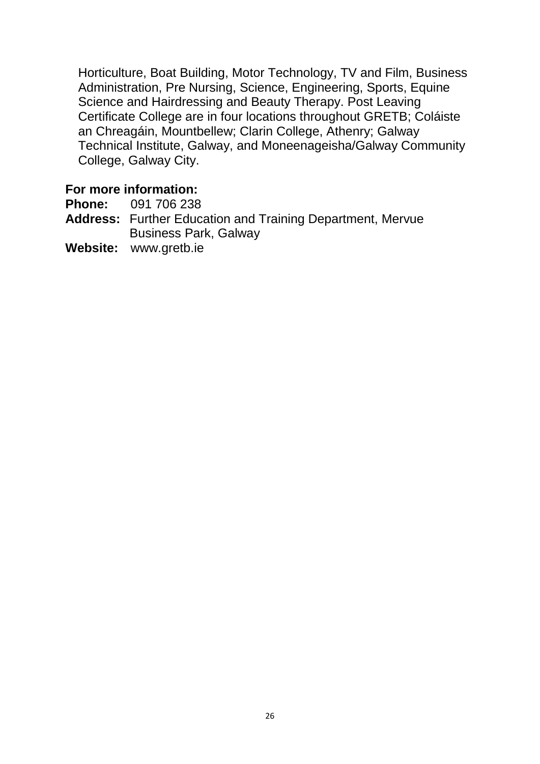Horticulture, Boat Building, Motor Technology, TV and Film, Business Administration, Pre Nursing, Science, Engineering, Sports, Equine Science and Hairdressing and Beauty Therapy. Post Leaving Certificate College are in four locations throughout GRETB; Coláiste an Chreagáin, Mountbellew; Clarin College, Athenry; Galway Technical Institute, Galway, and Moneenageisha/Galway Community College, Galway City.

**For more information:**

**Phone:** 091 706 238

**Address:** Further Education and Training Department, Mervue Business Park, Galway

**Website:** www.gretb.ie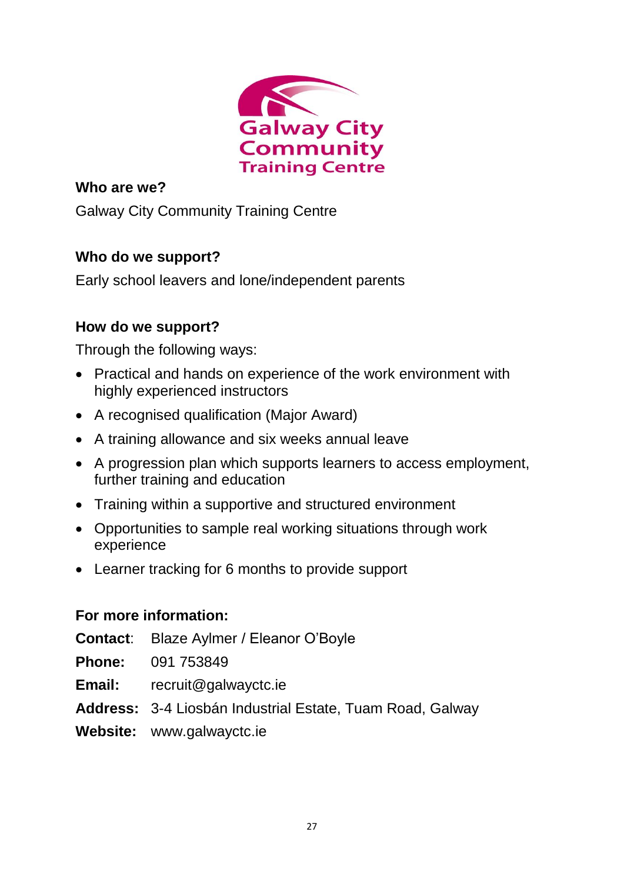**Who are we?**

Galway City Community Training Centre

**Who do we support?**

Early school leavers and lone/independent parents

**How do we support?**

Through the following ways:

- Practical and hands on experience of the work environment with highly experienced instructors
- A recognised qualification (Major Award)
- A training allowance and six weeks annual leave
- A progression plan which supports learners to access employment, further training and education
- Training within a supportive and structured environment
- Opportunities to sample real working situations through work experience
- Learner tracking for 6 months to provide support

**For more information:**

**Contact**: Blaze Aylmer / Eleanor O'Boyle

**Phone:** 091 753849

**Email:** recruit@galwayctc.ie

**Address:** 3-4 Liosbán Industrial Estate, Tuam Road, Galway

**Website:** www.galwayctc.ie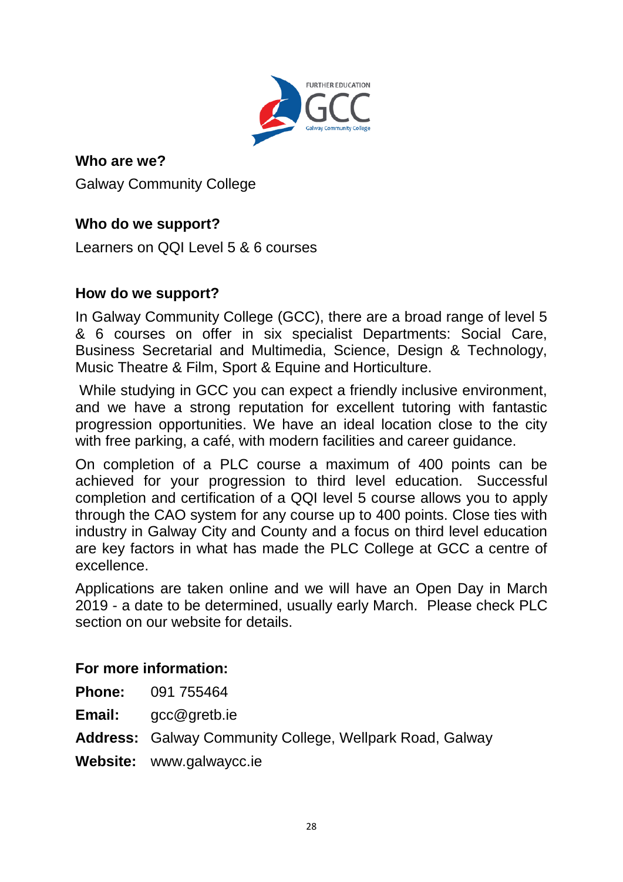**Who are we?**

Galway Community College

**Who do we support?**

Learners on QQI Level 5 & 6 courses

**How do we support?**

In Galway Community College (GCC), there are a broad range of level 5 & 6 courses on offer in six specialist Departments: Social Care, Business Secretarial and Multimedia, Science, Design & Technology, Music Theatre & Film, Sport & Equine and Horticulture.

While studying in GCC you can expect a friendly inclusive environment, and we have a strong reputation for excellent tutoring with fantastic progression opportunities. We have an ideal location close to the city with free parking, a café, with modern facilities and career guidance.

On completion of a PLC course a maximum of 400 points can be achieved for your progression to third level education. Successful completion and certification of a QQI level 5 course allows you to apply through the CAO system for any course up to 400 points. Close ties with industry in Galway City and County and a focus on third level education are key factors in what has made the PLC College at GCC a centre of excellence.

Applications are taken online and we will have an Open Day in March 2019 - a date to be determined, usually early March. Please check PLC section on our website for details.

**For more information:**

**Phone:** 091 755464

**Email:** gcc@gretb.ie

**Address:** Galway Community College, Wellpark Road, Galway

**Website:** www.galwaycc.ie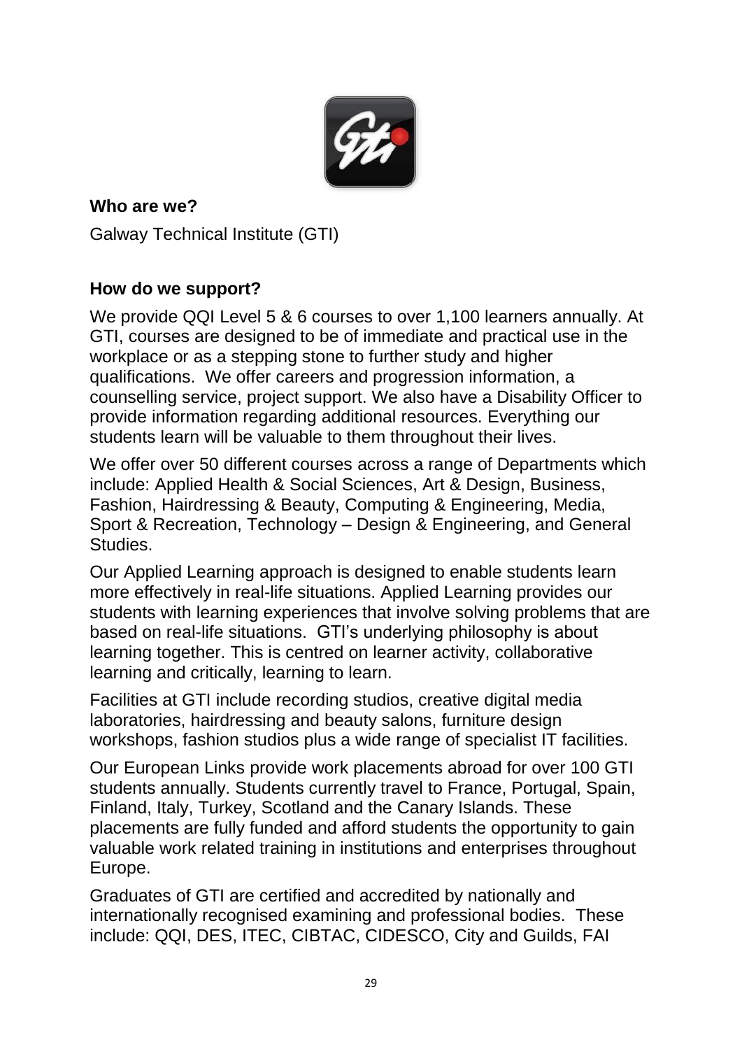**Who are we?**

Galway Technical Institute (GTI)

**How do we support?**

We provide QQI Level 5 & 6 courses to over 1,100 learners annually. At GTI, courses are designed to be of immediate and practical use in the workplace or as a stepping stone to further study and higher qualifications. We offer careers and progression information, a counselling service, project support. We also have a Disability Officer to provide information regarding additional resources. Everything our students learn will be valuable to them throughout their lives.

We offer over 50 different courses across a range of Departments which include: Applied Health & Social Sciences, Art & Design, Business, Fashion, Hairdressing & Beauty, Computing & Engineering, Media, Sport & Recreation, Technology – Design & Engineering, and General Studies.

Our Applied Learning approach is designed to enable students learn more effectively in real-life situations. Applied Learning provides our students with learning experiences that involve solving problems that are based on real-life situations. GTI's underlying philosophy is about learning together. This is centred on learner activity, collaborative learning and critically, learning to learn.

Facilities at GTI include recording studios, creative digital media laboratories, hairdressing and beauty salons, furniture design workshops, fashion studios plus a wide range of specialist IT facilities.

Our European Links provide work placements abroad for over 100 GTI students annually. Students currently travel to France, Portugal, Spain, Finland, Italy, Turkey, Scotland and the Canary Islands. These placements are fully funded and afford students the opportunity to gain valuable work related training in institutions and enterprises throughout Europe.

Graduates of GTI are certified and accredited by nationally and internationally recognised examining and professional bodies. These include: QQI, DES, ITEC, CIBTAC, CIDESCO, City and Guilds, FAI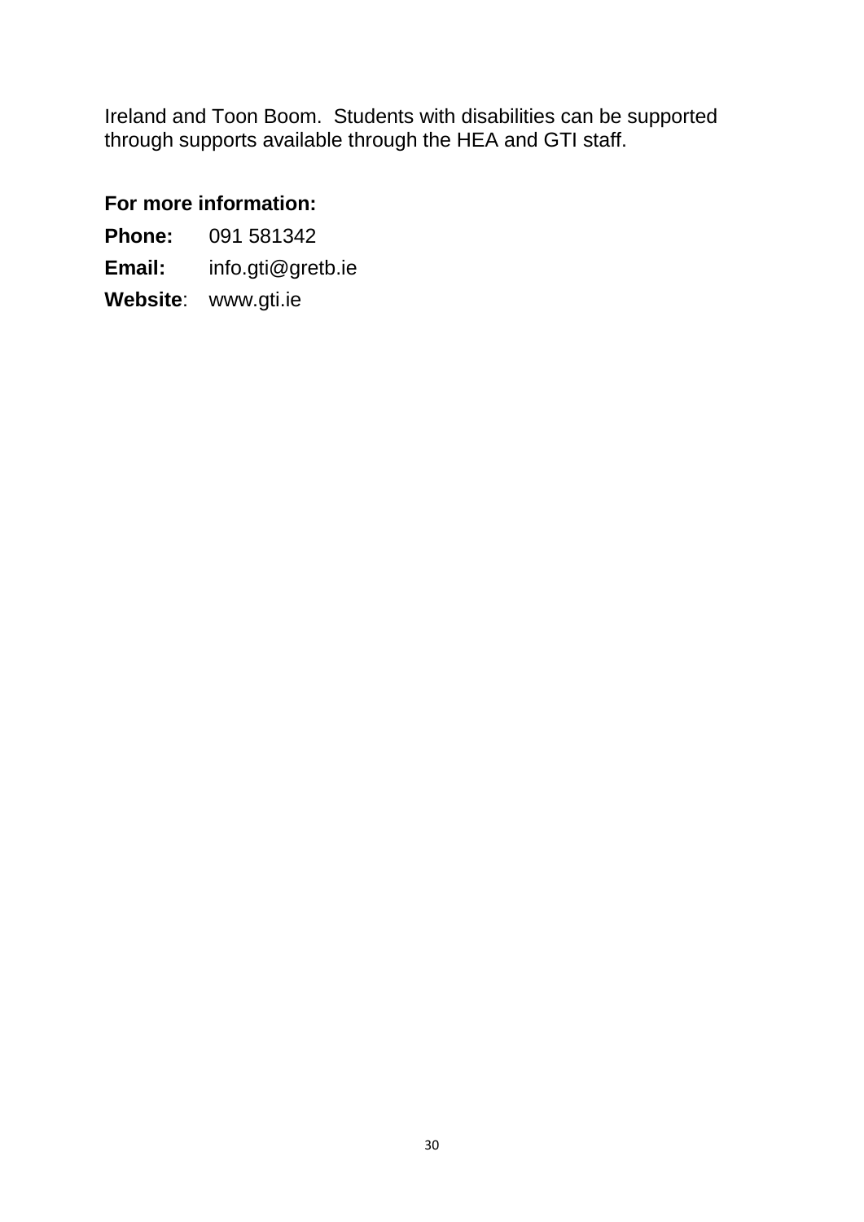Ireland and Toon Boom.  Students with disabilities can be supported through supports available through the HEA and GTI staff.

**For more information:**

**Phone:** 091 581342

**Email:** info.gti@gretb.ie

**Website**: www.gti.ie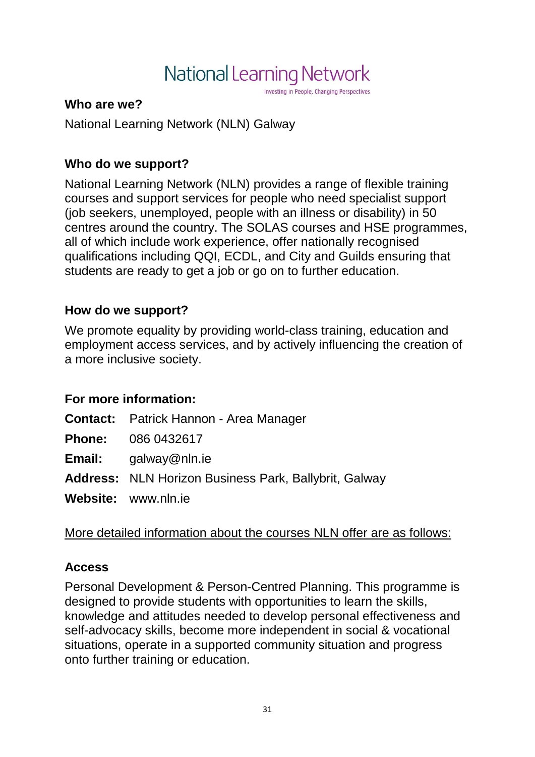National Learning Network

Investing in People, Changing Perspectives

**Who are we?**

National Learning Network (NLN) Galway

**Who do we support?**

National Learning Network (NLN) provides a range of flexible training courses and support services for people who need specialist support (job seekers, unemployed, people with an illness or disability) in 50 centres around the country. The SOLAS courses and HSE programmes, all of which include work experience, offer nationally recognised qualifications including QQI, ECDL, and City and Guilds ensuring that students are ready to get a job or go on to further education.

**How do we support?**

We promote equality by providing world-class training, education and employment access services, and by actively influencing the creation of a more inclusive society.

**For more information:**

**Contact:** Patrick Hannon - Area Manager

**Phone:** 086 0432617

**Email:** galway@nln.ie

**Address:** NLN Horizon Business Park, Ballybrit, Galway

**Website:** www.nln.ie

<u>More detailed information about the courses NLN offer are as follows:</u>

**Access**

Personal Development & Person-Centred Planning. This programme is designed to provide students with opportunities to learn the skills, knowledge and attitudes needed to develop personal effectiveness and self-advocacy skills, become more independent in social & vocational situations, operate in a supported community situation and progress onto further training or education.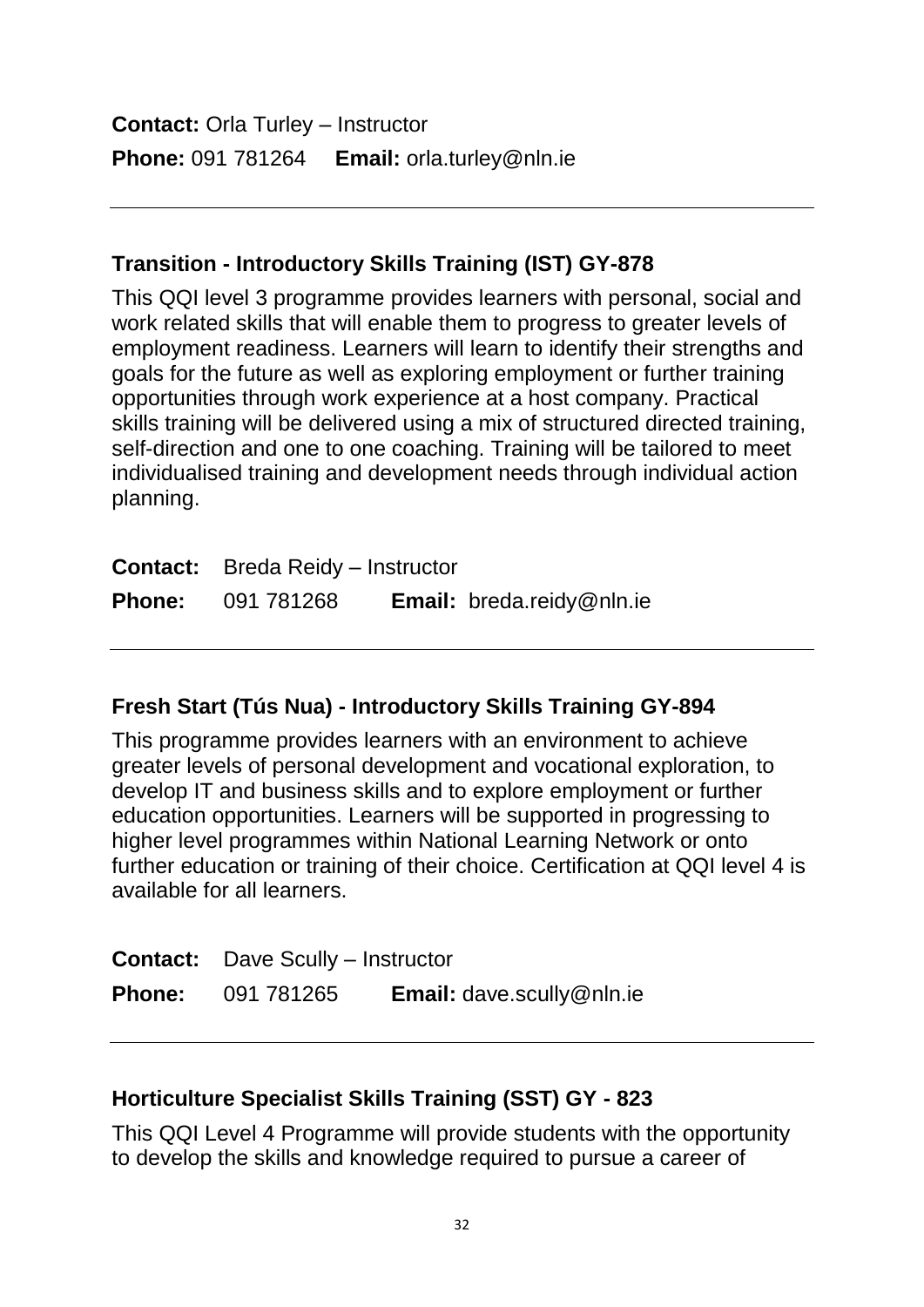**Contact:** Orla Turley – Instructor
**Phone:** 091 781264 **Email:** orla.turley@nln.ie

---

### Transition - Introductory Skills Training (IST) GY-878

This QQI level 3 programme provides learners with personal, social and work related skills that will enable them to progress to greater levels of employment readiness. Learners will learn to identify their strengths and goals for the future as well as exploring employment or further training opportunities through work experience at a host company. Practical skills training will be delivered using a mix of structured directed training, self-direction and one to one coaching. Training will be tailored to meet individualised training and development needs through individual action planning.

**Contact:** Breda Reidy – Instructor
**Phone:** 091 781268 **Email:** breda.reidy@nln.ie

---

### Fresh Start (Tús Nua) - Introductory Skills Training GY-894

This programme provides learners with an environment to achieve greater levels of personal development and vocational exploration, to develop IT and business skills and to explore employment or further education opportunities. Learners will be supported in progressing to higher level programmes within National Learning Network or onto further education or training of their choice. Certification at QQI level 4 is available for all learners.

**Contact:** Dave Scully – Instructor
**Phone:** 091 781265 **Email:** dave.scully@nln.ie

---

### Horticulture Specialist Skills Training (SST) GY - 823

This QQI Level 4 Programme will provide students with the opportunity to develop the skills and knowledge required to pursue a career of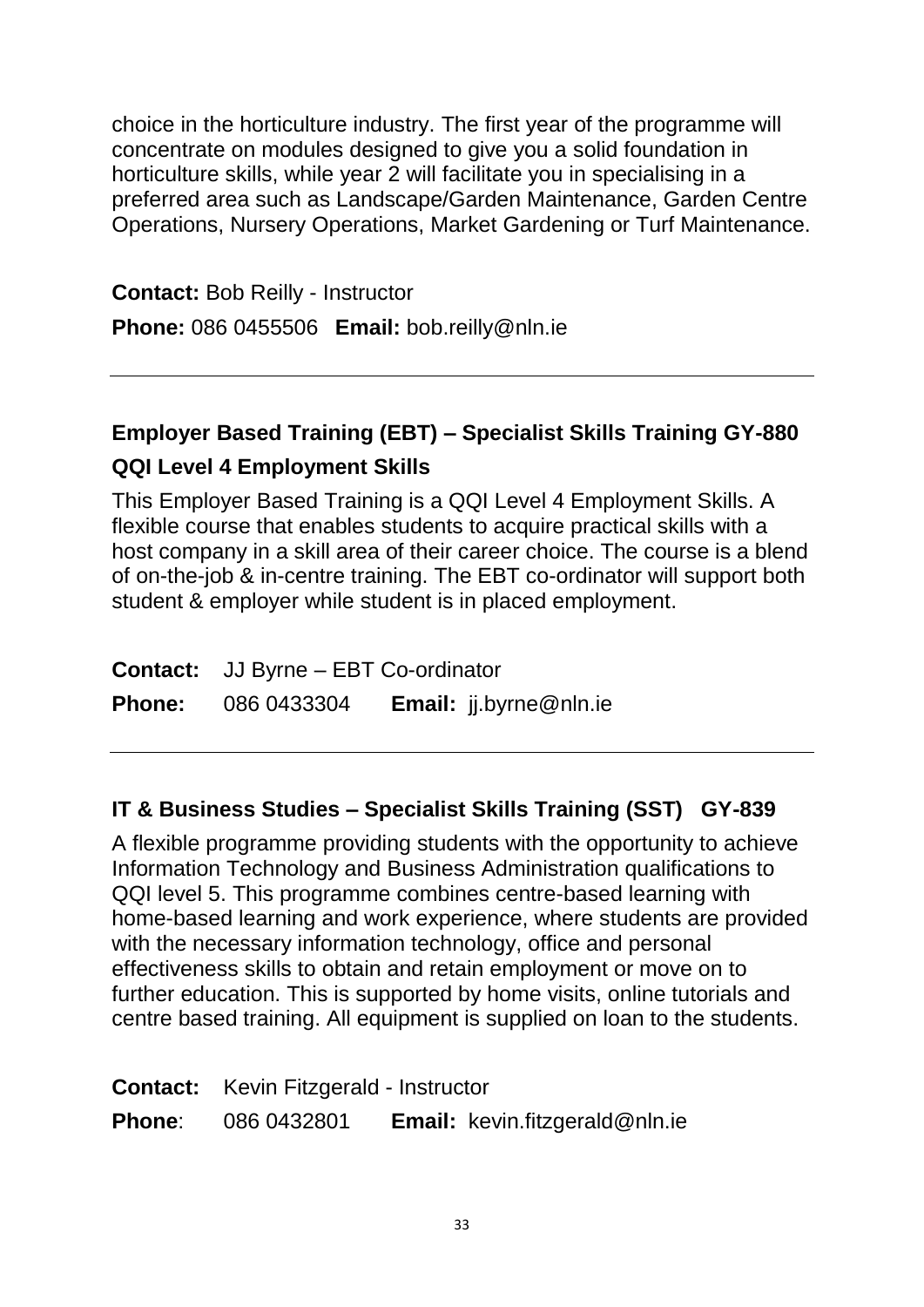choice in the horticulture industry. The first year of the programme will concentrate on modules designed to give you a solid foundation in horticulture skills, while year 2 will facilitate you in specialising in a preferred area such as Landscape/Garden Maintenance, Garden Centre Operations, Nursery Operations, Market Gardening or Turf Maintenance.

**Contact:** Bob Reilly - Instructor

**Phone:** 086 0455506 **Email:** bob.reilly@nln.ie

---

### Employer Based Training (EBT) – Specialist Skills Training GY-880

### QQI Level 4 Employment Skills

This Employer Based Training is a QQI Level 4 Employment Skills. A flexible course that enables students to acquire practical skills with a host company in a skill area of their career choice. The course is a blend of on-the-job & in-centre training. The EBT co-ordinator will support both student & employer while student is in placed employment.

**Contact:** JJ Byrne – EBT Co-ordinator

**Phone:** 086 0433304 **Email:** jj.byrne@nln.ie

---

### IT & Business Studies – Specialist Skills Training (SST) GY-839

A flexible programme providing students with the opportunity to achieve Information Technology and Business Administration qualifications to QQI level 5. This programme combines centre-based learning with home-based learning and work experience, where students are provided with the necessary information technology, office and personal effectiveness skills to obtain and retain employment or move on to further education. This is supported by home visits, online tutorials and centre based training. All equipment is supplied on loan to the students.

**Contact:** Kevin Fitzgerald - Instructor

**Phone**: 086 0432801 **Email:** kevin.fitzgerald@nln.ie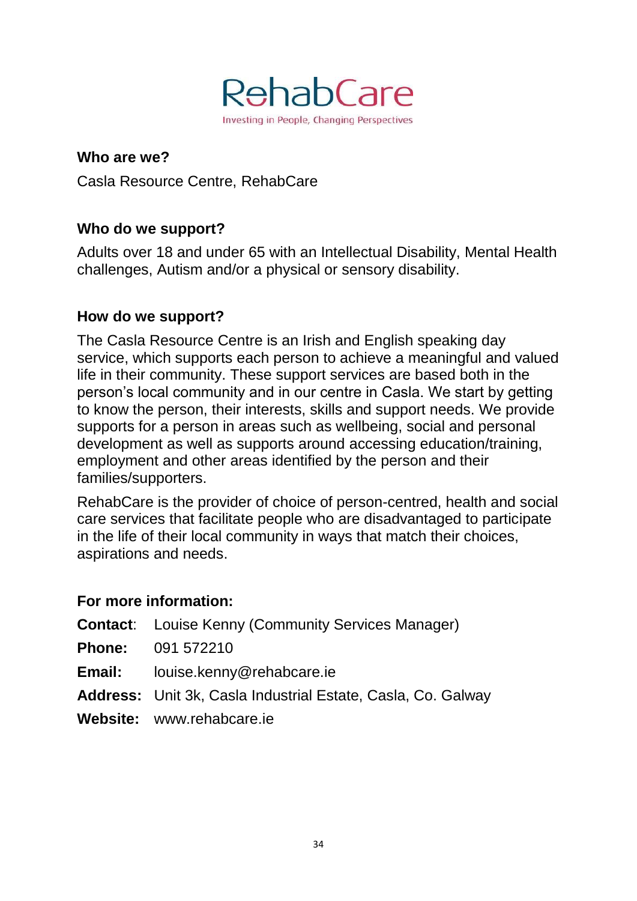RehabCare

Investing in People, Changing Perspectives

**Who are we?**

Casla Resource Centre, RehabCare

**Who do we support?**

Adults over 18 and under 65 with an Intellectual Disability, Mental Health challenges, Autism and/or a physical or sensory disability.

**How do we support?**

The Casla Resource Centre is an Irish and English speaking day service, which supports each person to achieve a meaningful and valued life in their community. These support services are based both in the person's local community and in our centre in Casla. We start by getting to know the person, their interests, skills and support needs. We provide supports for a person in areas such as wellbeing, social and personal development as well as supports around accessing education/training, employment and other areas identified by the person and their families/supporters.

RehabCare is the provider of choice of person-centred, health and social care services that facilitate people who are disadvantaged to participate in the life of their local community in ways that match their choices, aspirations and needs.

**For more information:**

**Contact**: Louise Kenny (Community Services Manager)

**Phone:** 091 572210

**Email:** louise.kenny@rehabcare.ie

**Address:** Unit 3k, Casla Industrial Estate, Casla, Co. Galway

**Website:** www.rehabcare.ie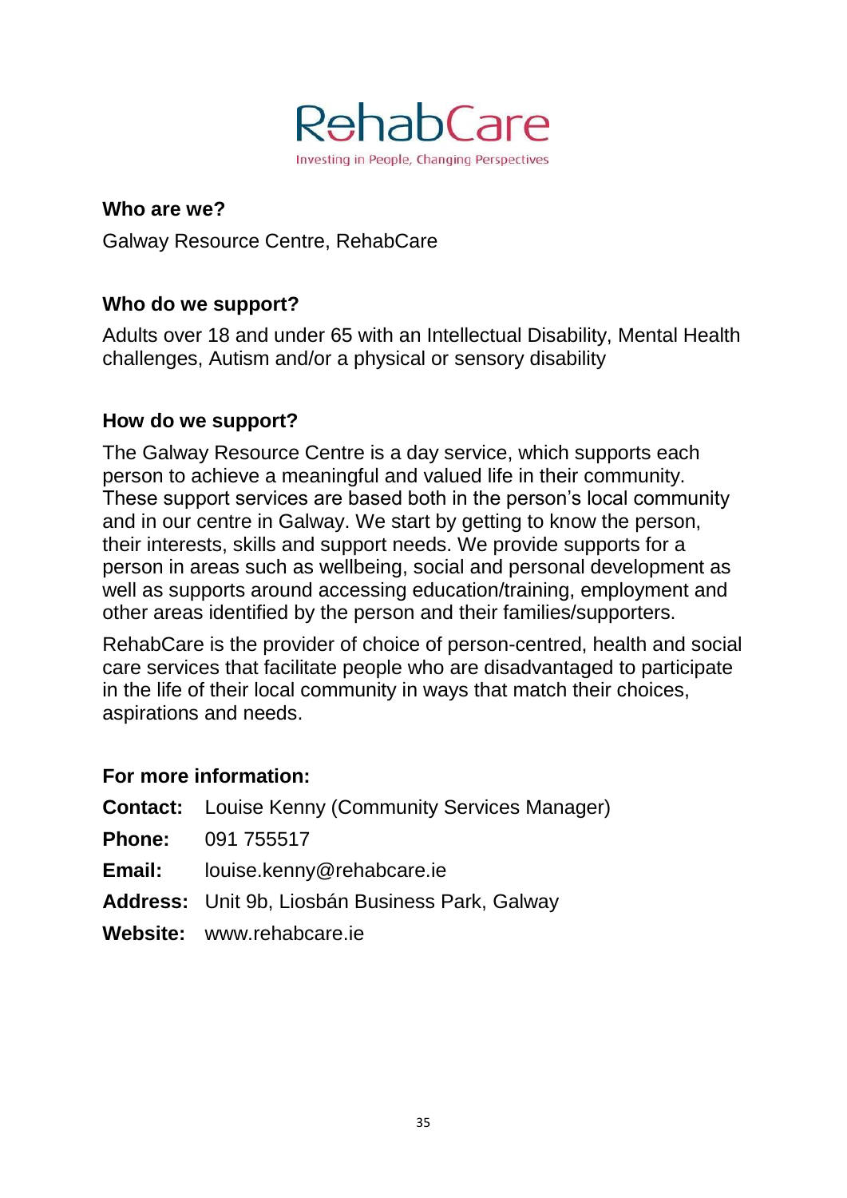RehabCare

Investing in People, Changing Perspectives

**Who are we?**

Galway Resource Centre, RehabCare

**Who do we support?**

Adults over 18 and under 65 with an Intellectual Disability, Mental Health challenges, Autism and/or a physical or sensory disability

**How do we support?**

The Galway Resource Centre is a day service, which supports each person to achieve a meaningful and valued life in their community. These support services are based both in the person's local community and in our centre in Galway. We start by getting to know the person, their interests, skills and support needs. We provide supports for a person in areas such as wellbeing, social and personal development as well as supports around accessing education/training, employment and other areas identified by the person and their families/supporters.

RehabCare is the provider of choice of person-centred, health and social care services that facilitate people who are disadvantaged to participate in the life of their local community in ways that match their choices, aspirations and needs.

**For more information:**

**Contact:** Louise Kenny (Community Services Manager)

**Phone:** 091 755517

**Email:** louise.kenny@rehabcare.ie

**Address:** Unit 9b, Liosbán Business Park, Galway

**Website:** www.rehabcare.ie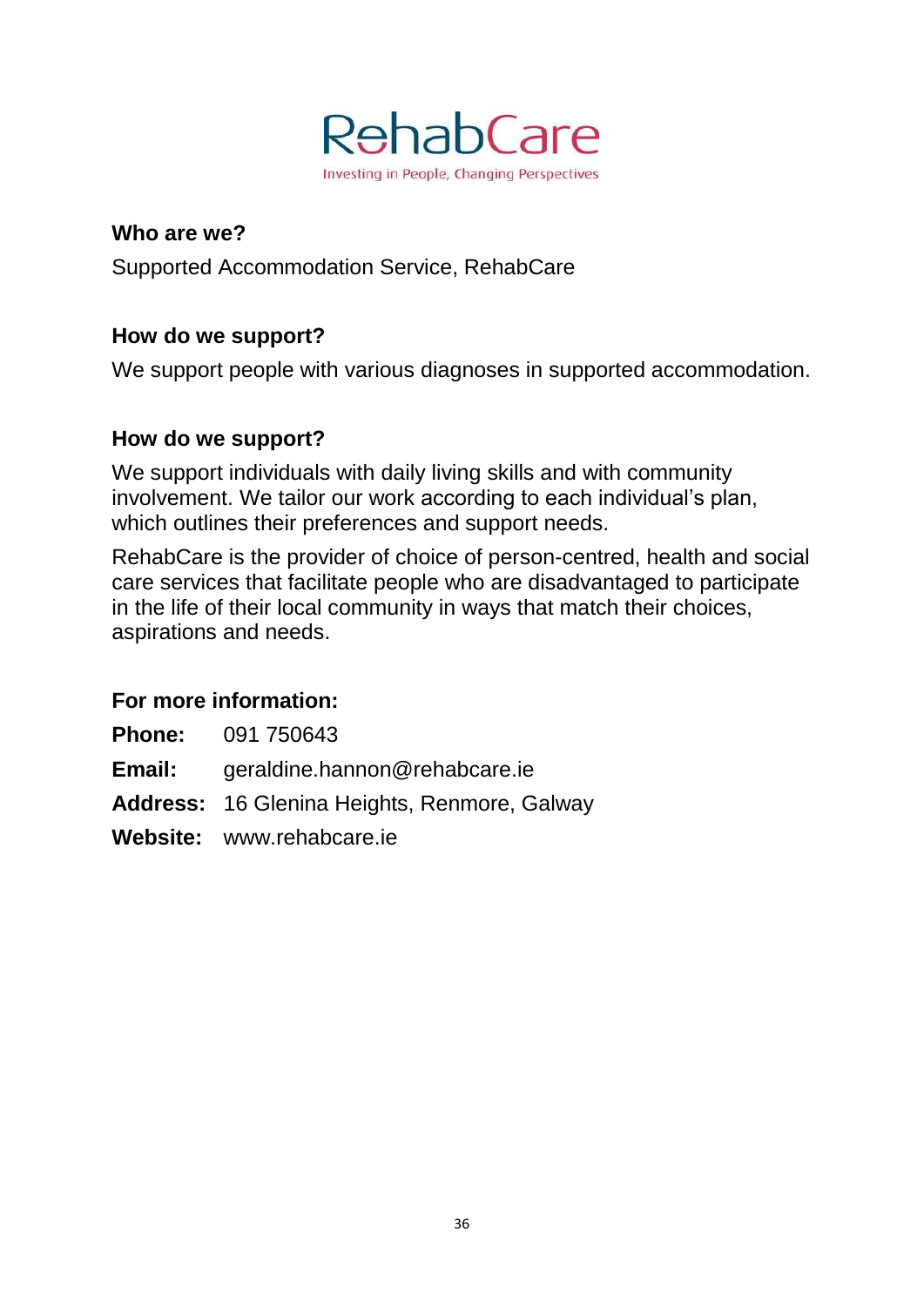RehabCare

Investing in People, Changing Perspectives

**Who are we?**

Supported Accommodation Service, RehabCare

**How do we support?**

We support people with various diagnoses in supported accommodation.

**How do we support?**

We support individuals with daily living skills and with community involvement. We tailor our work according to each individual's plan, which outlines their preferences and support needs.

RehabCare is the provider of choice of person-centred, health and social care services that facilitate people who are disadvantaged to participate in the life of their local community in ways that match their choices, aspirations and needs.

**For more information:**

**Phone:** 091 750643

**Email:** geraldine.hannon@rehabcare.ie

**Address:** 16 Glenina Heights, Renmore, Galway

**Website:** www.rehabcare.ie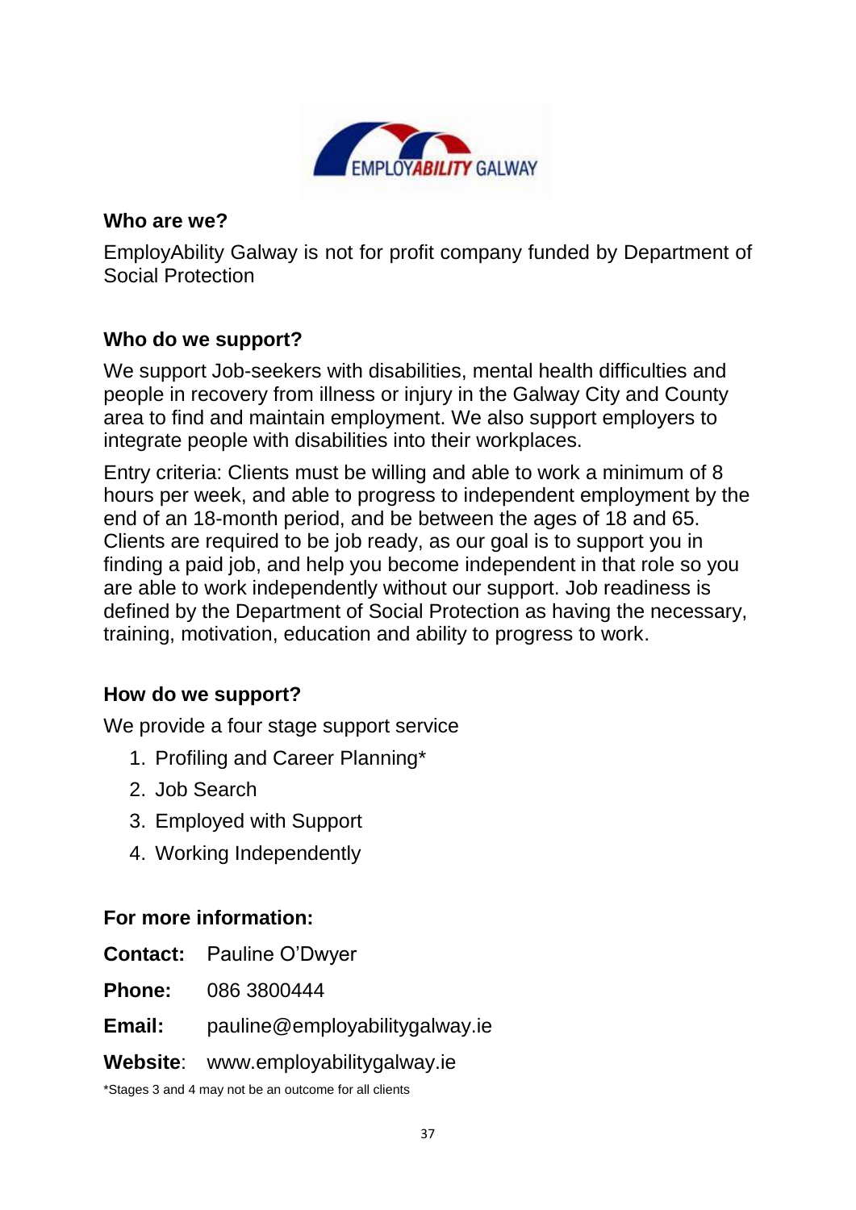EMPLOYABILITY GALWAY

## Who are we?

EmployAbility Galway is not for profit company funded by Department of Social Protection

## Who do we support?

We support Job-seekers with disabilities, mental health difficulties and people in recovery from illness or injury in the Galway City and County area to find and maintain employment. We also support employers to integrate people with disabilities into their workplaces.

Entry criteria: Clients must be willing and able to work a minimum of 8 hours per week, and able to progress to independent employment by the end of an 18-month period, and be between the ages of 18 and 65. Clients are required to be job ready, as our goal is to support you in finding a paid job, and help you become independent in that role so you are able to work independently without our support. Job readiness is defined by the Department of Social Protection as having the necessary, training, motivation, education and ability to progress to work.

## How do we support?

We provide a four stage support service

1. Profiling and Career Planning*
2. Job Search
3. Employed with Support
4. Working Independently

## For more information:

**Contact:** Pauline O'Dwyer

**Phone:** 086 3800444

**Email:** pauline@employabilitygalway.ie

**Website**: www.employabilitygalway.ie

*Stages 3 and 4 may not be an outcome for all clients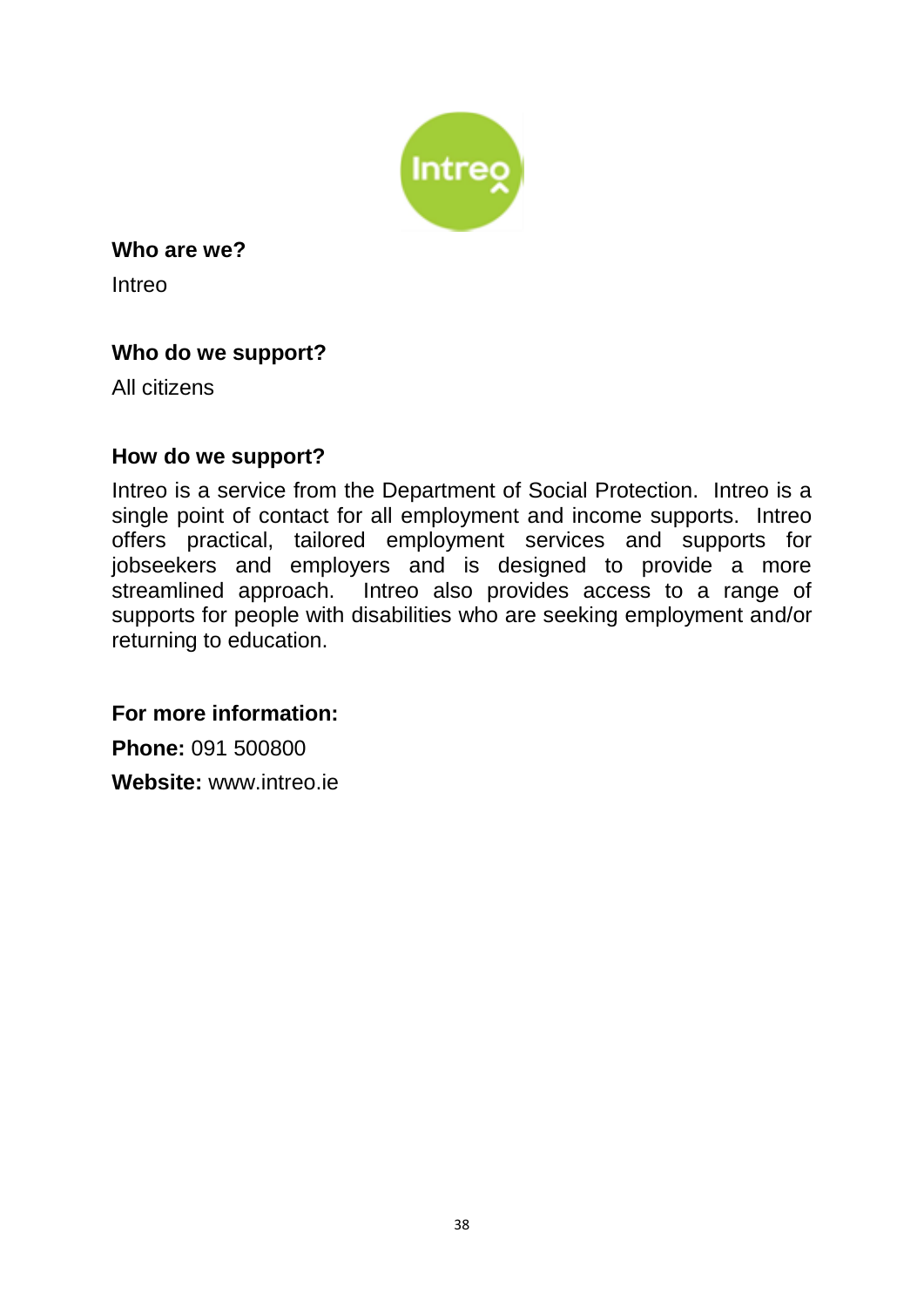**Who are we?**

Intreo

**Who do we support?**

All citizens

**How do we support?**

Intreo is a service from the Department of Social Protection. Intreo is a single point of contact for all employment and income supports. Intreo offers practical, tailored employment services and supports for jobseekers and employers and is designed to provide a more streamlined approach. Intreo also provides access to a range of supports for people with disabilities who are seeking employment and/or returning to education.

**For more information:**

**Phone:** 091 500800

**Website:** www.intreo.ie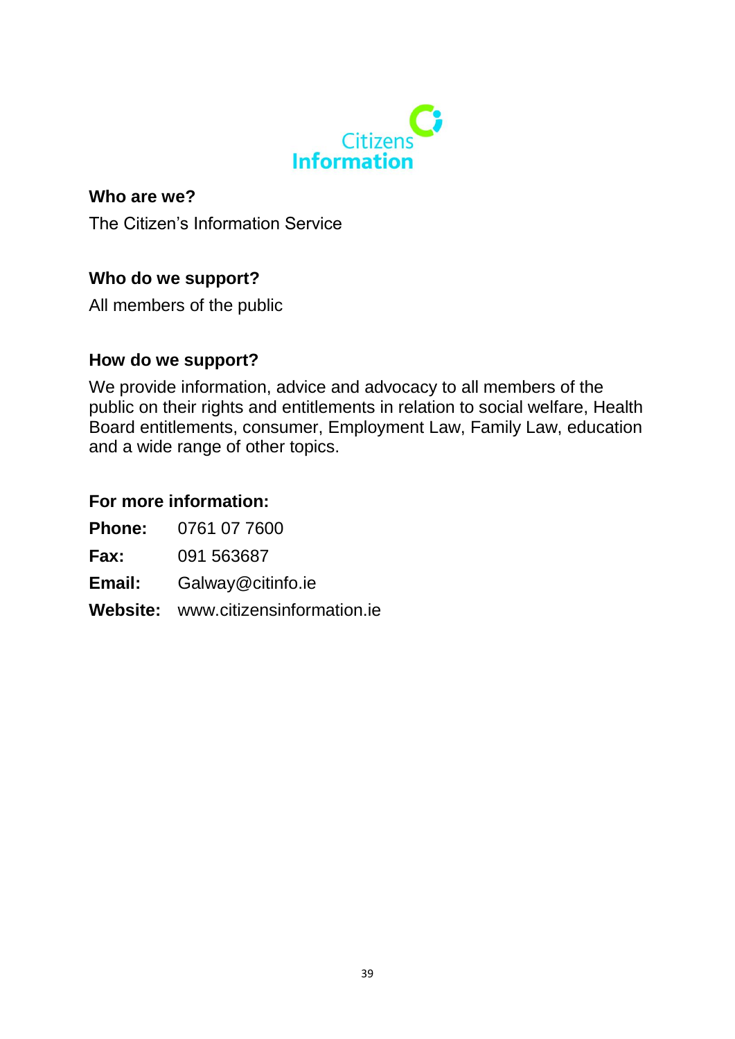Citizens Information

**Who are we?**

The Citizen's Information Service

**Who do we support?**

All members of the public

**How do we support?**

We provide information, advice and advocacy to all members of the public on their rights and entitlements in relation to social welfare, Health Board entitlements, consumer, Employment Law, Family Law, education and a wide range of other topics.

**For more information:**

**Phone:** 0761 07 7600

**Fax:** 091 563687

**Email:** Galway@citinfo.ie

**Website:** www.citizensinformation.ie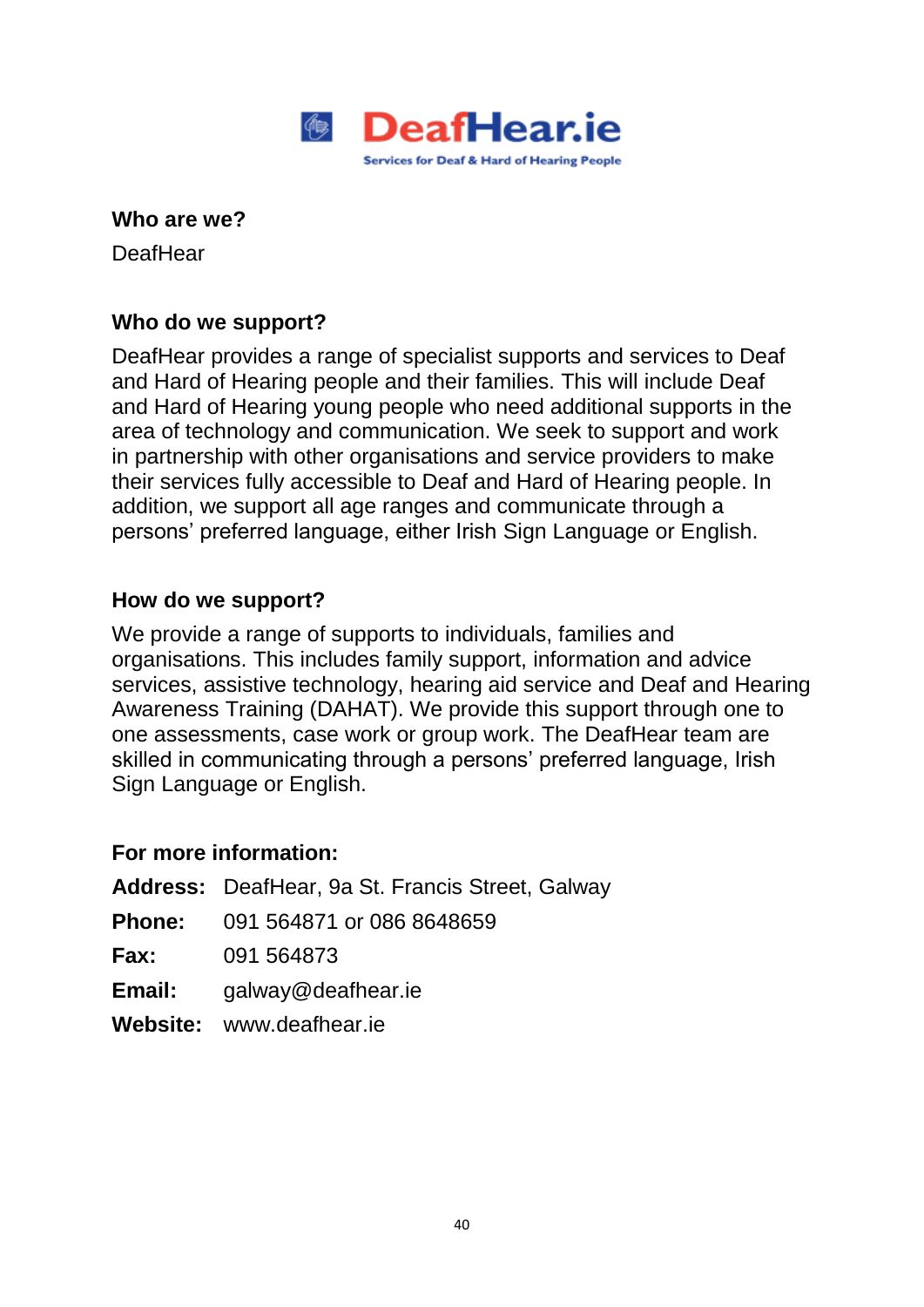DeafHear.ie

Services for Deaf & Hard of Hearing People

**Who are we?**

DeafHear

**Who do we support?**

DeafHear provides a range of specialist supports and services to Deaf and Hard of Hearing people and their families. This will include Deaf and Hard of Hearing young people who need additional supports in the area of technology and communication. We seek to support and work in partnership with other organisations and service providers to make their services fully accessible to Deaf and Hard of Hearing people. In addition, we support all age ranges and communicate through a persons' preferred language, either Irish Sign Language or English.

**How do we support?**

We provide a range of supports to individuals, families and organisations. This includes family support, information and advice services, assistive technology, hearing aid service and Deaf and Hearing Awareness Training (DAHAT). We provide this support through one to one assessments, case work or group work. The DeafHear team are skilled in communicating through a persons' preferred language, Irish Sign Language or English.

**For more information:**

**Address:** DeafHear, 9a St. Francis Street, Galway

**Phone:** 091 564871 or 086 8648659

**Fax:** 091 564873

**Email:** galway@deafhear.ie

**Website:** www.deafhear.ie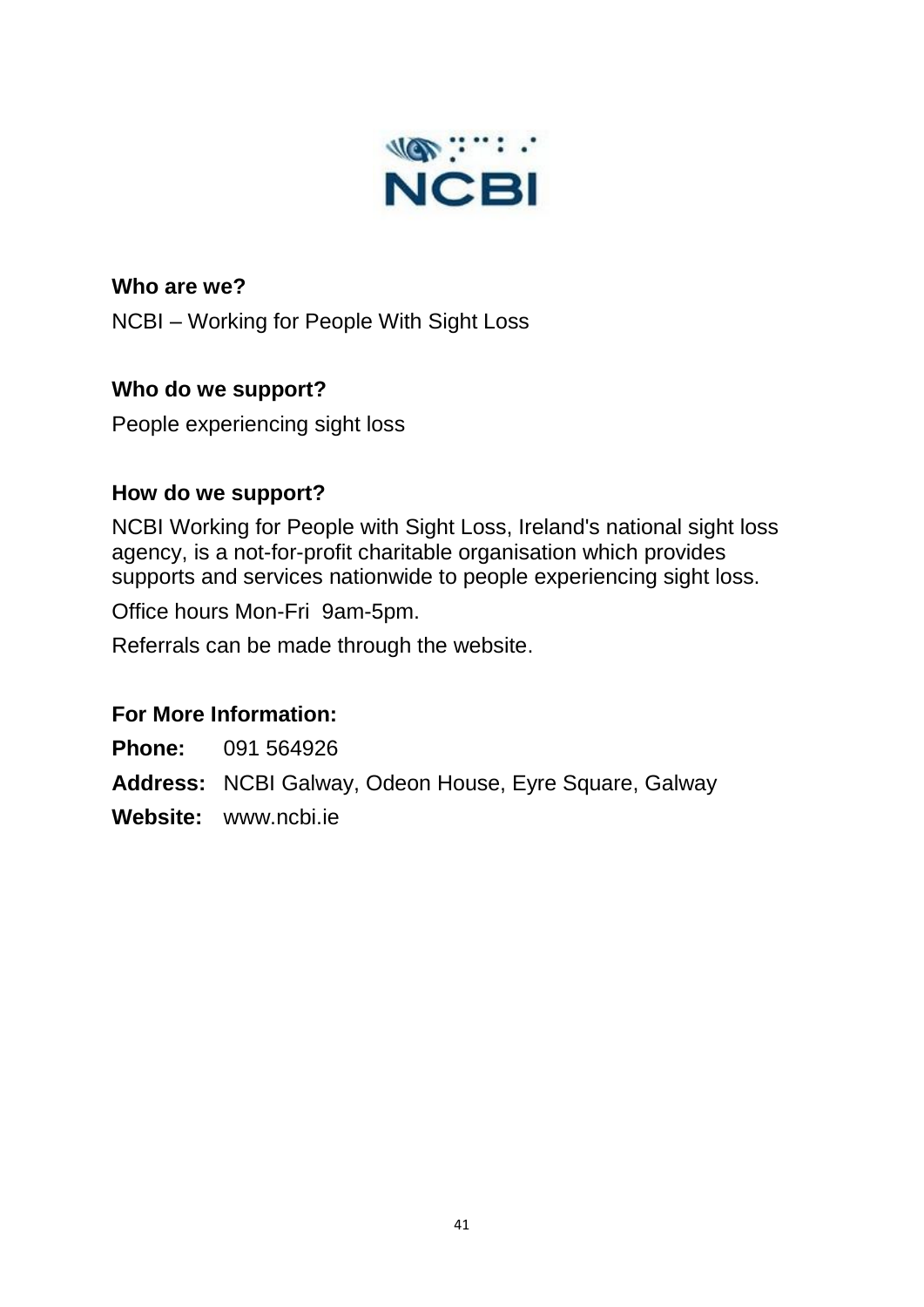**Who are we?**

NCBI – Working for People With Sight Loss

**Who do we support?**

People experiencing sight loss

**How do we support?**

NCBI Working for People with Sight Loss, Ireland's national sight loss agency, is a not-for-profit charitable organisation which provides supports and services nationwide to people experiencing sight loss.

Office hours Mon-Fri 9am-5pm.

Referrals can be made through the website.

**For More Information:**

**Phone:** 091 564926

**Address:** NCBI Galway, Odeon House, Eyre Square, Galway

**Website:** www.ncbi.ie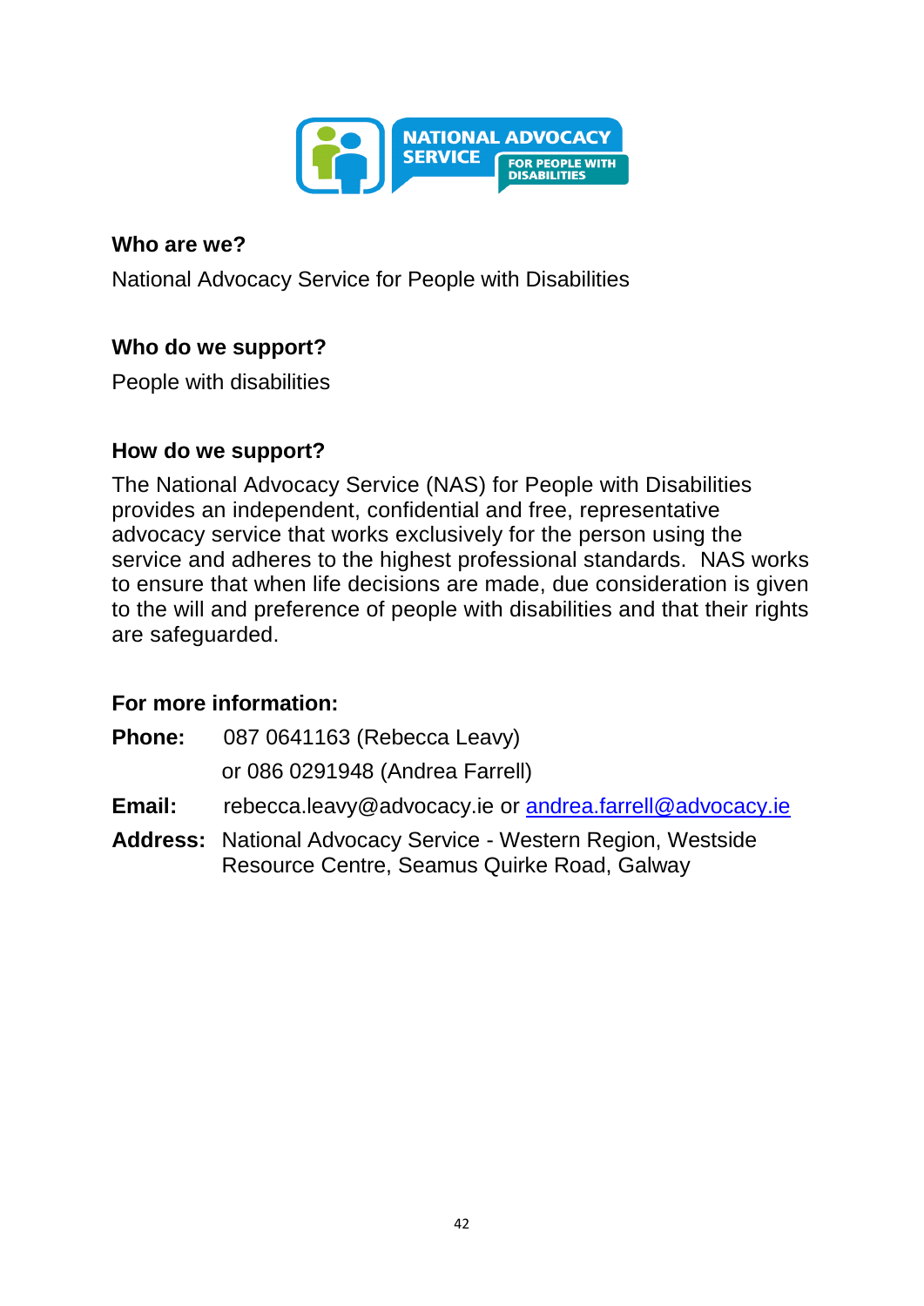**Who are we?**

National Advocacy Service for People with Disabilities

**Who do we support?**

People with disabilities

**How do we support?**

The National Advocacy Service (NAS) for People with Disabilities provides an independent, confidential and free, representative advocacy service that works exclusively for the person using the service and adheres to the highest professional standards. NAS works to ensure that when life decisions are made, due consideration is given to the will and preference of people with disabilities and that their rights are safeguarded.

**For more information:**

**Phone:** 087 0641163 (Rebecca Leavy)
or 086 0291948 (Andrea Farrell)

**Email:** rebecca.leavy@advocacy.ie or andrea.farrell@advocacy.ie

**Address:** National Advocacy Service - Western Region, Westside Resource Centre, Seamus Quirke Road, Galway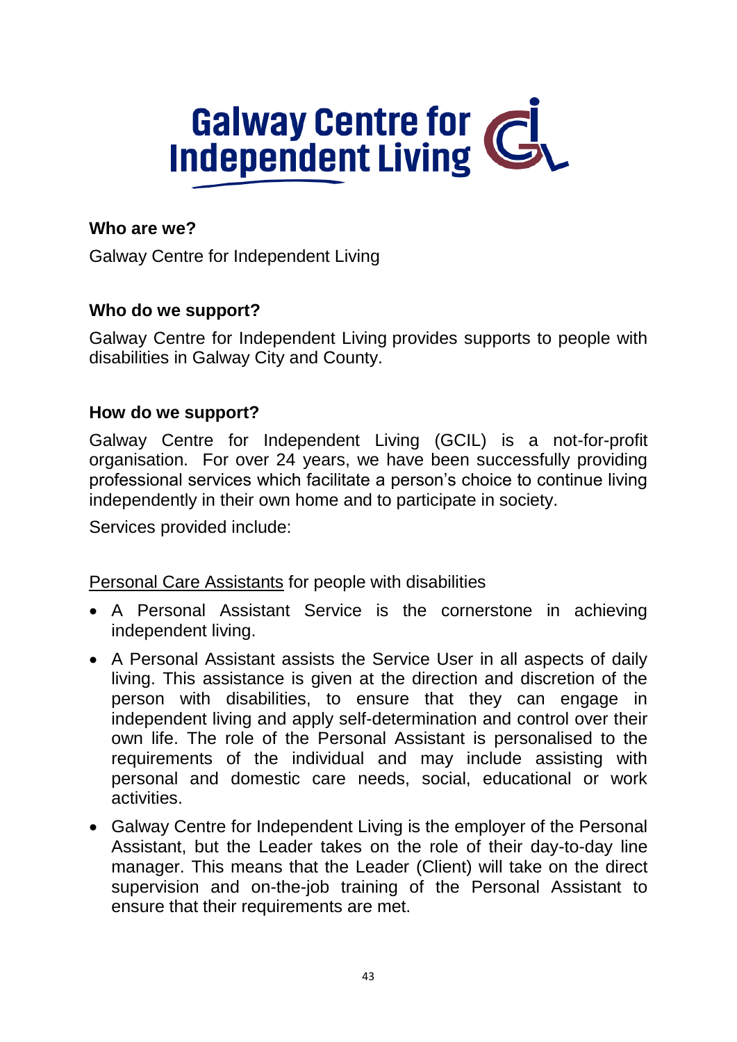Galway Centre for Independent Living

**Who are we?**

Galway Centre for Independent Living

**Who do we support?**

Galway Centre for Independent Living provides supports to people with disabilities in Galway City and County.

**How do we support?**

Galway Centre for Independent Living (GCIL) is a not-for-profit organisation. For over 24 years, we have been successfully providing professional services which facilitate a person's choice to continue living independently in their own home and to participate in society.

Services provided include:

Personal Care Assistants for people with disabilities

- A Personal Assistant Service is the cornerstone in achieving independent living.
- A Personal Assistant assists the Service User in all aspects of daily living. This assistance is given at the direction and discretion of the person with disabilities, to ensure that they can engage in independent living and apply self-determination and control over their own life. The role of the Personal Assistant is personalised to the requirements of the individual and may include assisting with personal and domestic care needs, social, educational or work activities.
- Galway Centre for Independent Living is the employer of the Personal Assistant, but the Leader takes on the role of their day-to-day line manager. This means that the Leader (Client) will take on the direct supervision and on-the-job training of the Personal Assistant to ensure that their requirements are met.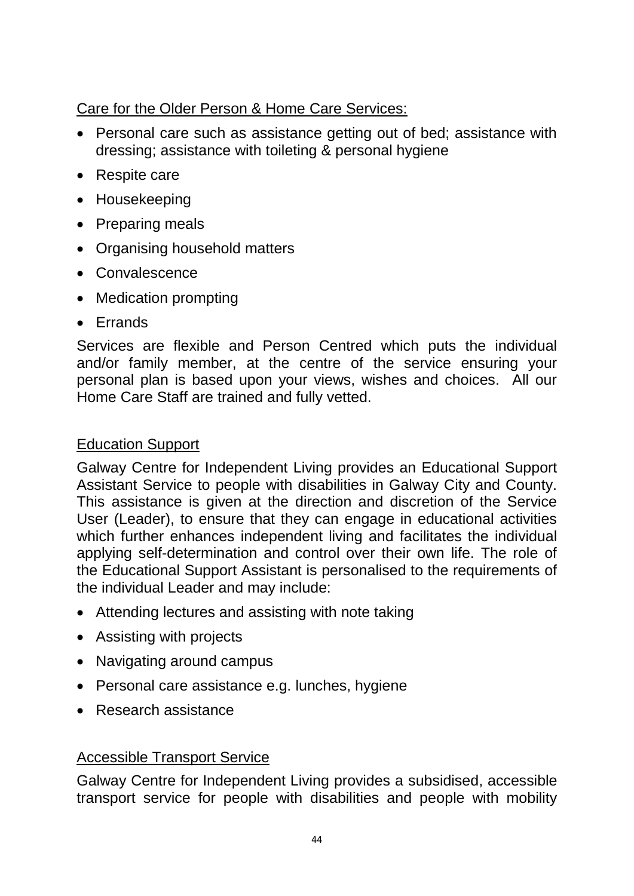Care for the Older Person & Home Care Services:

- Personal care such as assistance getting out of bed; assistance with dressing; assistance with toileting & personal hygiene
- Respite care
- Housekeeping
- Preparing meals
- Organising household matters
- Convalescence
- Medication prompting
- Errands

Services are flexible and Person Centred which puts the individual and/or family member, at the centre of the service ensuring your personal plan is based upon your views, wishes and choices. All our Home Care Staff are trained and fully vetted.

Education Support

Galway Centre for Independent Living provides an Educational Support Assistant Service to people with disabilities in Galway City and County. This assistance is given at the direction and discretion of the Service User (Leader), to ensure that they can engage in educational activities which further enhances independent living and facilitates the individual applying self-determination and control over their own life. The role of the Educational Support Assistant is personalised to the requirements of the individual Leader and may include:

- Attending lectures and assisting with note taking
- Assisting with projects
- Navigating around campus
- Personal care assistance e.g. lunches, hygiene
- Research assistance

Accessible Transport Service

Galway Centre for Independent Living provides a subsidised, accessible transport service for people with disabilities and people with mobility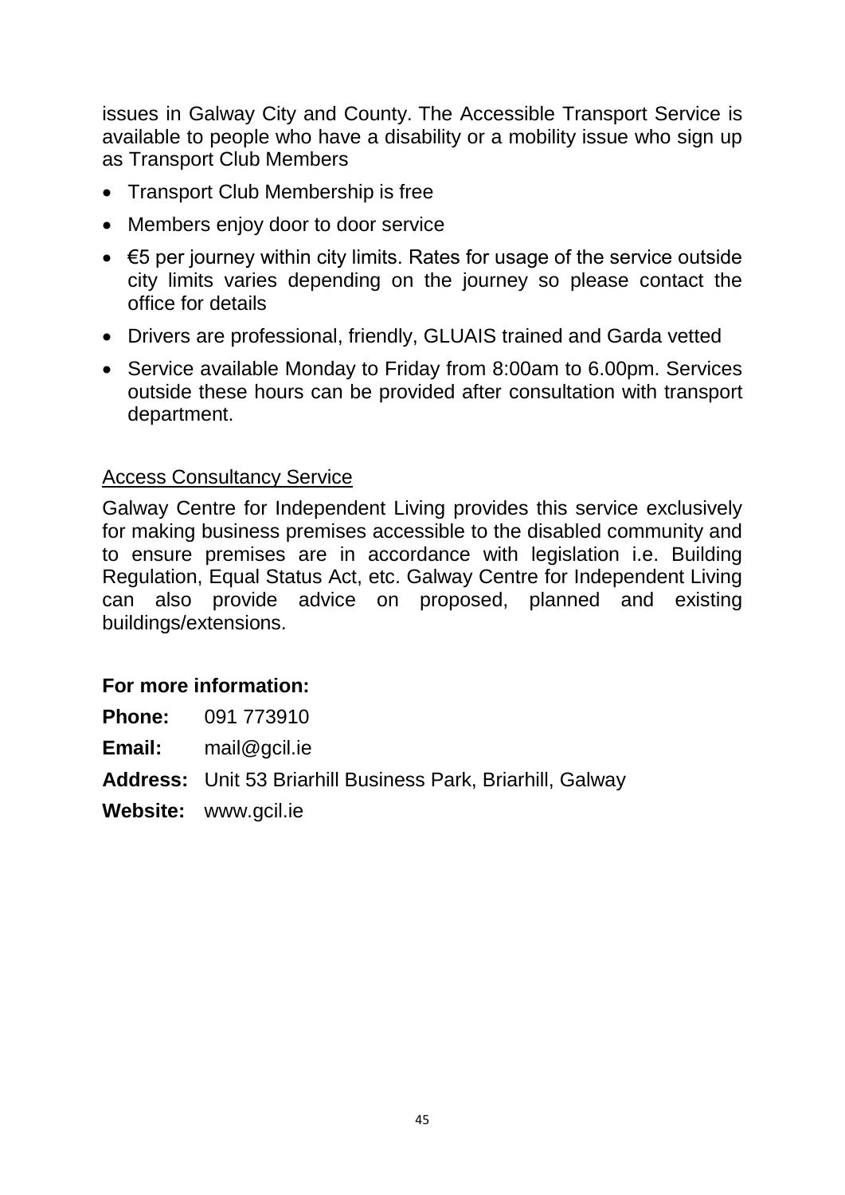issues in Galway City and County. The Accessible Transport Service is available to people who have a disability or a mobility issue who sign up as Transport Club Members

- Transport Club Membership is free
- Members enjoy door to door service
- €5 per journey within city limits. Rates for usage of the service outside city limits varies depending on the journey so please contact the office for details
- Drivers are professional, friendly, GLUAIS trained and Garda vetted
- Service available Monday to Friday from 8:00am to 6.00pm. Services outside these hours can be provided after consultation with transport department.

Access Consultancy Service

Galway Centre for Independent Living provides this service exclusively for making business premises accessible to the disabled community and to ensure premises are in accordance with legislation i.e. Building Regulation, Equal Status Act, etc. Galway Centre for Independent Living can also provide advice on proposed, planned and existing buildings/extensions.

**For more information:**

**Phone:** 091 773910

**Email:** mail@gcil.ie

**Address:** Unit 53 Briarhill Business Park, Briarhill, Galway

**Website:** www.gcil.ie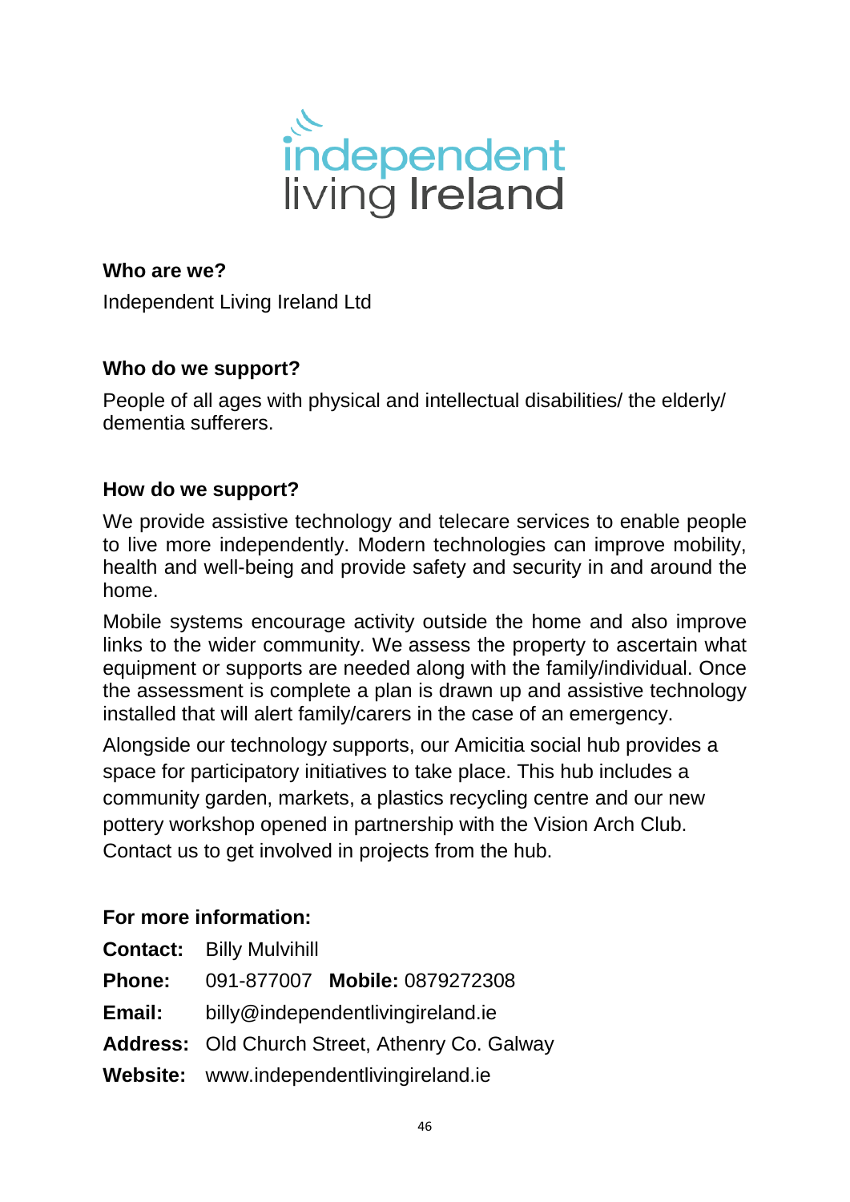independent living Ireland

**Who are we?**

Independent Living Ireland Ltd

**Who do we support?**

People of all ages with physical and intellectual disabilities/ the elderly/ dementia sufferers.

**How do we support?**

We provide assistive technology and telecare services to enable people to live more independently. Modern technologies can improve mobility, health and well-being and provide safety and security in and around the home.

Mobile systems encourage activity outside the home and also improve links to the wider community. We assess the property to ascertain what equipment or supports are needed along with the family/individual. Once the assessment is complete a plan is drawn up and assistive technology installed that will alert family/carers in the case of an emergency.

Alongside our technology supports, our Amicitia social hub provides a space for participatory initiatives to take place. This hub includes a community garden, markets, a plastics recycling centre and our new pottery workshop opened in partnership with the Vision Arch Club. Contact us to get involved in projects from the hub.

**For more information:**

**Contact:** Billy Mulvihill

**Phone:** 091-877007 **Mobile:** 0879272308

**Email:** billy@independentlivingireland.ie

**Address:** Old Church Street, Athenry Co. Galway

**Website:** www.independentlivingireland.ie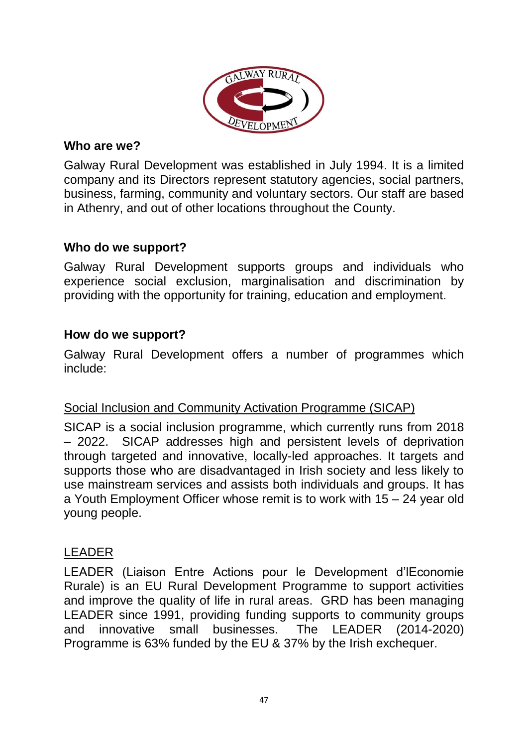## Who are we?

Galway Rural Development was established in July 1994. It is a limited company and its Directors represent statutory agencies, social partners, business, farming, community and voluntary sectors. Our staff are based in Athenry, and out of other locations throughout the County.

## Who do we support?

Galway Rural Development supports groups and individuals who experience social exclusion, marginalisation and discrimination by providing with the opportunity for training, education and employment.

## How do we support?

Galway Rural Development offers a number of programmes which include:

### Social Inclusion and Community Activation Programme (SICAP)

SICAP is a social inclusion programme, which currently runs from 2018 – 2022. SICAP addresses high and persistent levels of deprivation through targeted and innovative, locally-led approaches. It targets and supports those who are disadvantaged in Irish society and less likely to use mainstream services and assists both individuals and groups. It has a Youth Employment Officer whose remit is to work with 15 – 24 year old young people.

### LEADER

LEADER (Liaison Entre Actions pour le Development d'lEconomie Rurale) is an EU Rural Development Programme to support activities and improve the quality of life in rural areas. GRD has been managing LEADER since 1991, providing funding supports to community groups and innovative small businesses. The LEADER (2014-2020) Programme is 63% funded by the EU & 37% by the Irish exchequer.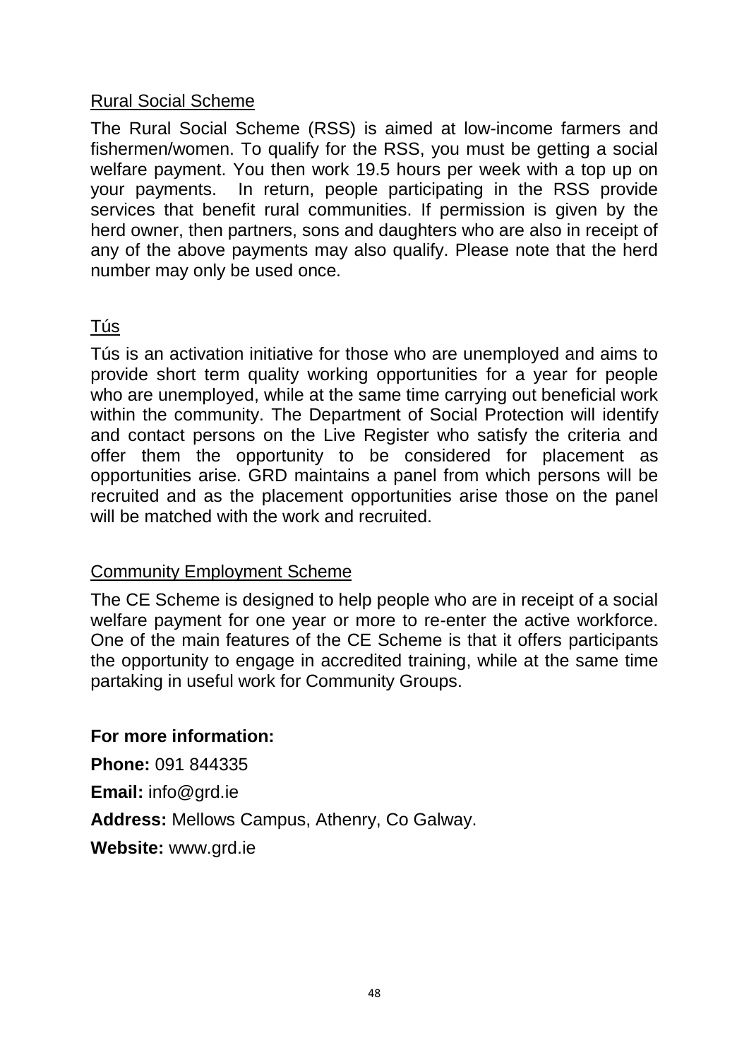### Rural Social Scheme

The Rural Social Scheme (RSS) is aimed at low-income farmers and fishermen/women. To qualify for the RSS, you must be getting a social welfare payment. You then work 19.5 hours per week with a top up on your payments. In return, people participating in the RSS provide services that benefit rural communities. If permission is given by the herd owner, then partners, sons and daughters who are also in receipt of any of the above payments may also qualify. Please note that the herd number may only be used once.

### Tús

Tús is an activation initiative for those who are unemployed and aims to provide short term quality working opportunities for a year for people who are unemployed, while at the same time carrying out beneficial work within the community. The Department of Social Protection will identify and contact persons on the Live Register who satisfy the criteria and offer them the opportunity to be considered for placement as opportunities arise. GRD maintains a panel from which persons will be recruited and as the placement opportunities arise those on the panel will be matched with the work and recruited.

### Community Employment Scheme

The CE Scheme is designed to help people who are in receipt of a social welfare payment for one year or more to re-enter the active workforce. One of the main features of the CE Scheme is that it offers participants the opportunity to engage in accredited training, while at the same time partaking in useful work for Community Groups.

**For more information:**

**Phone:** 091 844335

**Email:** info@grd.ie

**Address:** Mellows Campus, Athenry, Co Galway.

**Website:** www.grd.ie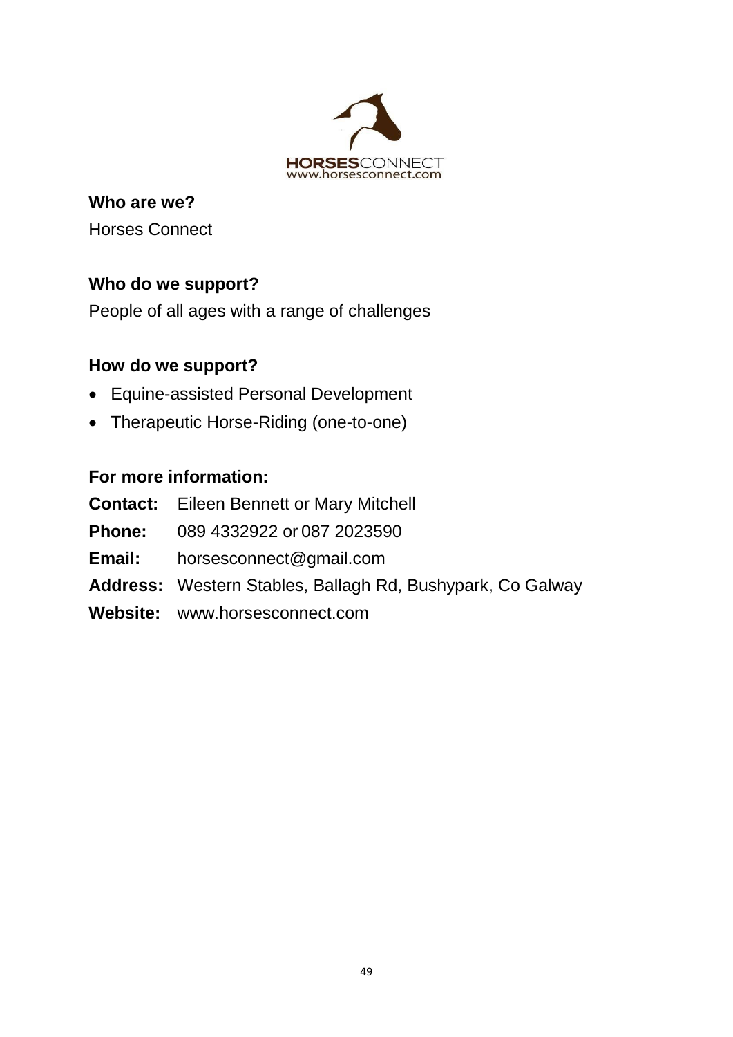**Who are we?**

Horses Connect

**Who do we support?**

People of all ages with a range of challenges

**How do we support?**

- Equine-assisted Personal Development
- Therapeutic Horse-Riding (one-to-one)

**For more information:**

**Contact:** Eileen Bennett or Mary Mitchell

**Phone:** 089 4332922 or 087 2023590

**Email:** horsesconnect@gmail.com

**Address:** Western Stables, Ballagh Rd, Bushypark, Co Galway

**Website:** www.horsesconnect.com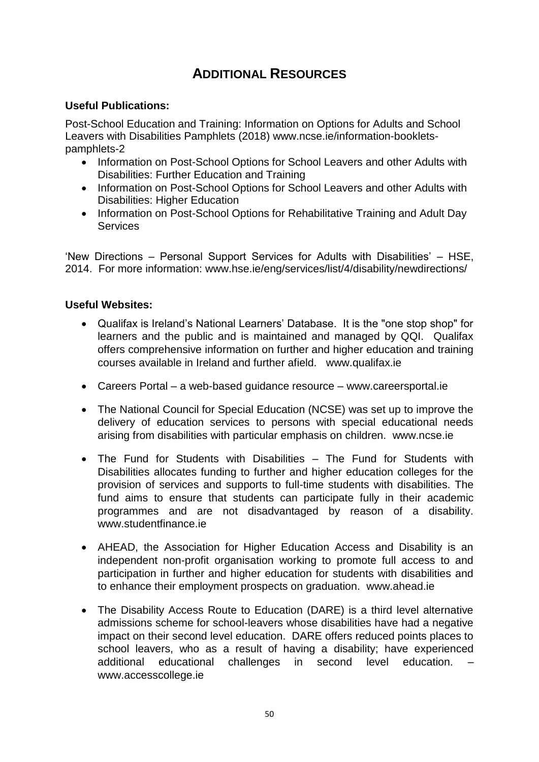# ADDITIONAL RESOURCES

**Useful Publications:**

Post-School Education and Training: Information on Options for Adults and School Leavers with Disabilities Pamphlets (2018) www.ncse.ie/information-booklets-pamphlets-2

- Information on Post-School Options for School Leavers and other Adults with Disabilities: Further Education and Training
- Information on Post-School Options for School Leavers and other Adults with Disabilities: Higher Education
- Information on Post-School Options for Rehabilitative Training and Adult Day Services

'New Directions – Personal Support Services for Adults with Disabilities' – HSE, 2014. For more information: www.hse.ie/eng/services/list/4/disability/newdirections/

**Useful Websites:**

- Qualifax is Ireland's National Learners' Database. It is the "one stop shop" for learners and the public and is maintained and managed by QQI. Qualifax offers comprehensive information on further and higher education and training courses available in Ireland and further afield. www.qualifax.ie
- Careers Portal – a web-based guidance resource – www.careersportal.ie
- The National Council for Special Education (NCSE) was set up to improve the delivery of education services to persons with special educational needs arising from disabilities with particular emphasis on children. www.ncse.ie
- The Fund for Students with Disabilities – The Fund for Students with Disabilities allocates funding to further and higher education colleges for the provision of services and supports to full-time students with disabilities. The fund aims to ensure that students can participate fully in their academic programmes and are not disadvantaged by reason of a disability. www.studentfinance.ie
- AHEAD, the Association for Higher Education Access and Disability is an independent non-profit organisation working to promote full access to and participation in further and higher education for students with disabilities and to enhance their employment prospects on graduation. www.ahead.ie
- The Disability Access Route to Education (DARE) is a third level alternative admissions scheme for school-leavers whose disabilities have had a negative impact on their second level education. DARE offers reduced points places to school leavers, who as a result of having a disability; have experienced additional educational challenges in second level education. – www.accesscollege.ie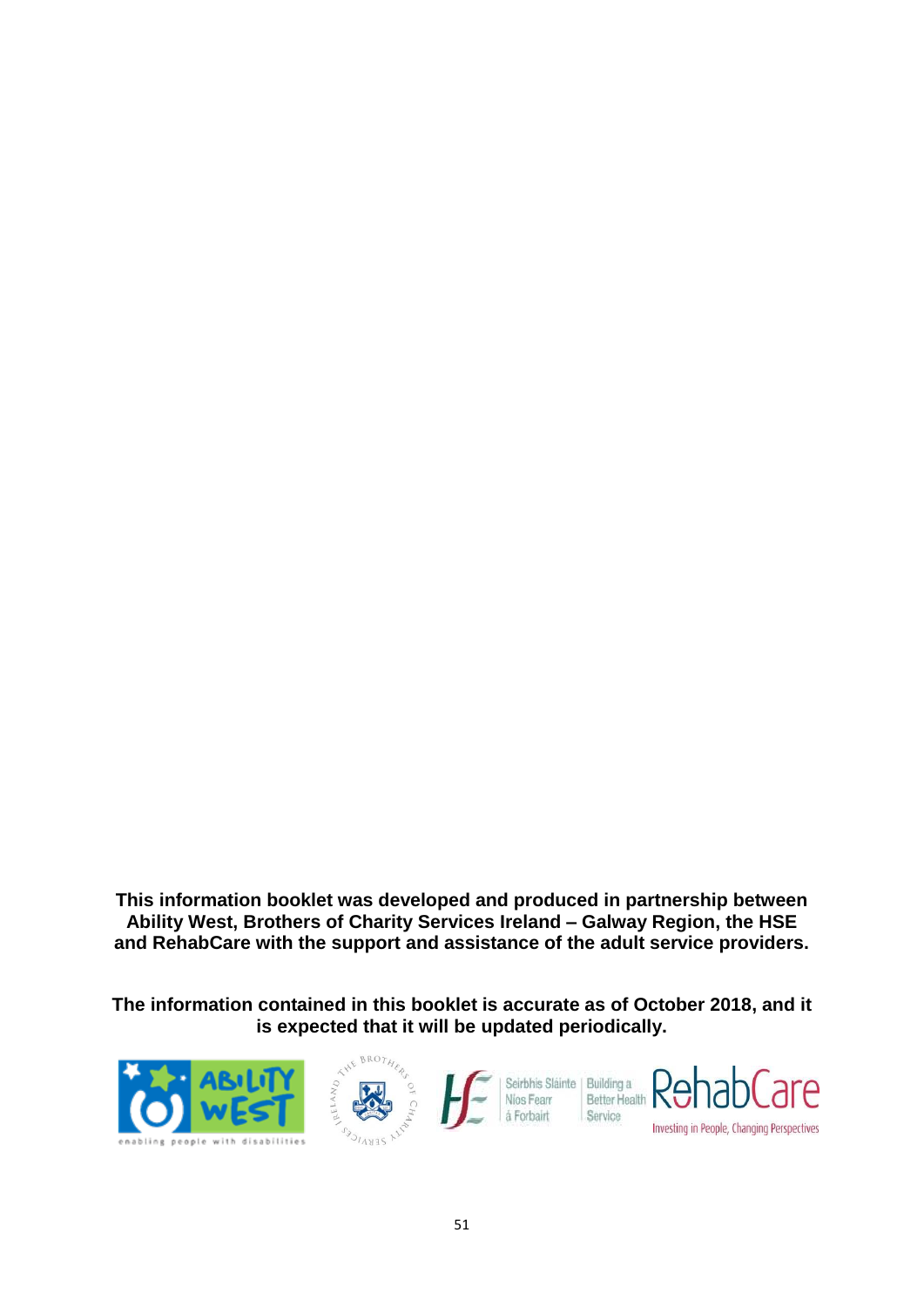**This information booklet was developed and produced in partnership between Ability West, Brothers of Charity Services Ireland – Galway Region, the HSE and RehabCare with the support and assistance of the adult service providers.**

**The information contained in this booklet is accurate as of October 2018, and it is expected that it will be updated periodically.**